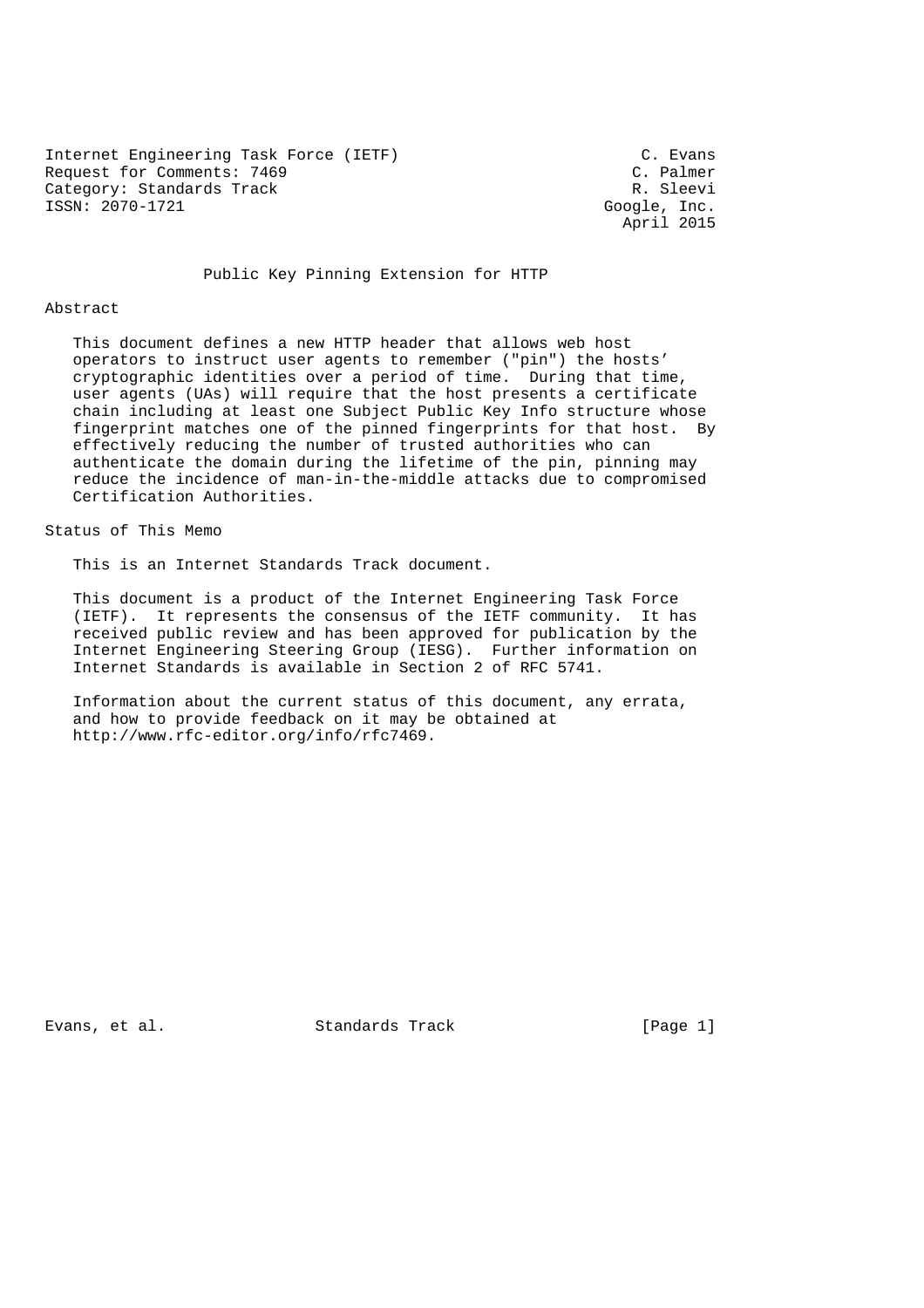Internet Engineering Task Force (IETF) C. Evans
Request for Comments: 7469 C. Palmer
Category: Standards Track R. Sleevi
ISSN: 2070-1721 Google, Inc.
April 2015

# Public Key Pinning Extension for HTTP

## Abstract

This document defines a new HTTP header that allows web host operators to instruct user agents to remember ("pin") the hosts' cryptographic identities over a period of time. During that time, user agents (UAs) will require that the host presents a certificate chain including at least one Subject Public Key Info structure whose fingerprint matches one of the pinned fingerprints for that host. By effectively reducing the number of trusted authorities who can authenticate the domain during the lifetime of the pin, pinning may reduce the incidence of man-in-the-middle attacks due to compromised Certification Authorities.

## Status of This Memo

This is an Internet Standards Track document.

This document is a product of the Internet Engineering Task Force (IETF). It represents the consensus of the IETF community. It has received public review and has been approved for publication by the Internet Engineering Steering Group (IESG). Further information on Internet Standards is available in Section 2 of RFC 5741.

Information about the current status of this document, any errata, and how to provide feedback on it may be obtained at http://www.rfc-editor.org/info/rfc7469.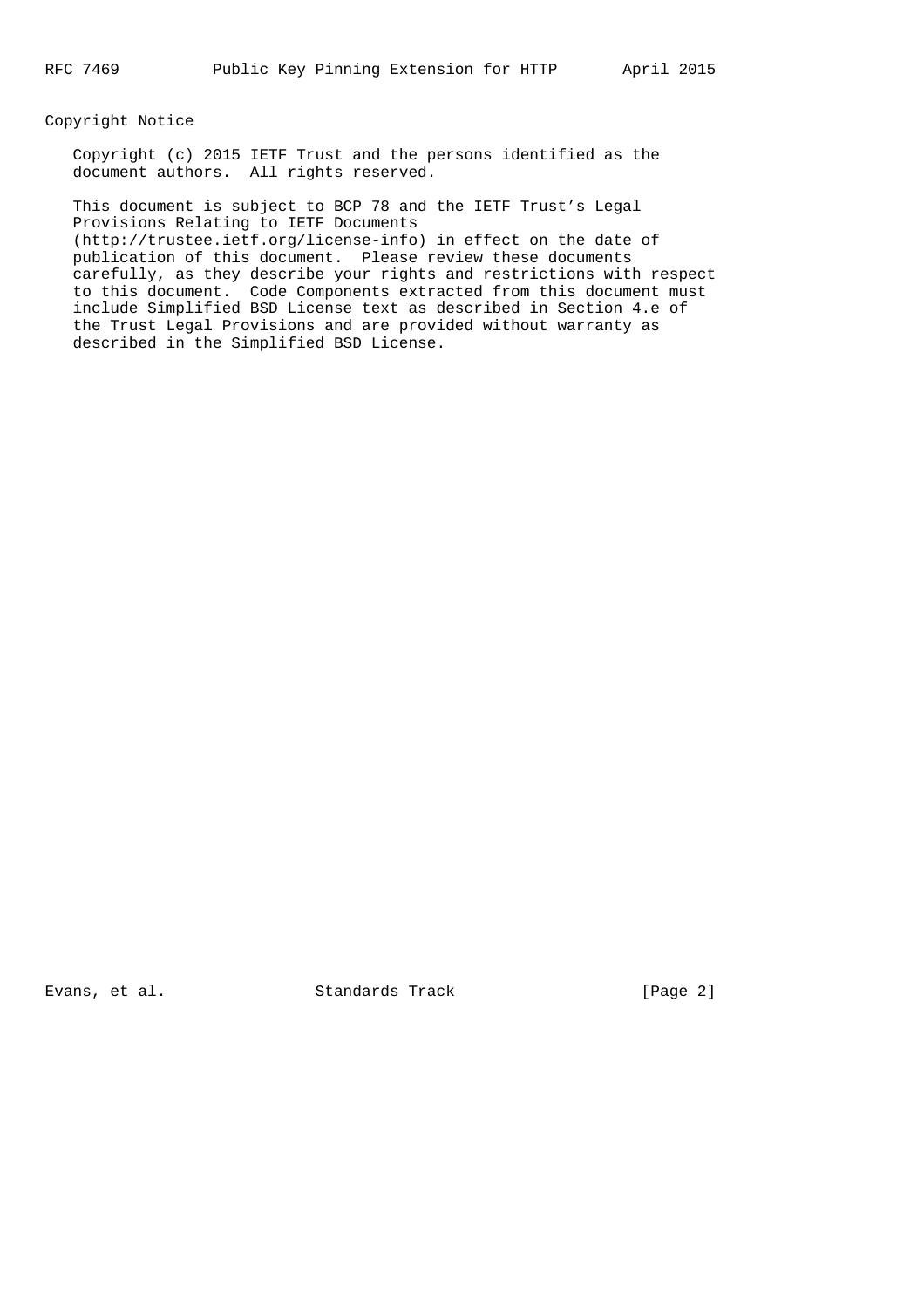## Copyright Notice

Copyright (c) 2015 IETF Trust and the persons identified as the document authors. All rights reserved.

This document is subject to BCP 78 and the IETF Trust's Legal Provisions Relating to IETF Documents (http://trustee.ietf.org/license-info) in effect on the date of publication of this document. Please review these documents carefully, as they describe your rights and restrictions with respect to this document. Code Components extracted from this document must include Simplified BSD License text as described in Section 4.e of the Trust Legal Provisions and are provided without warranty as described in the Simplified BSD License.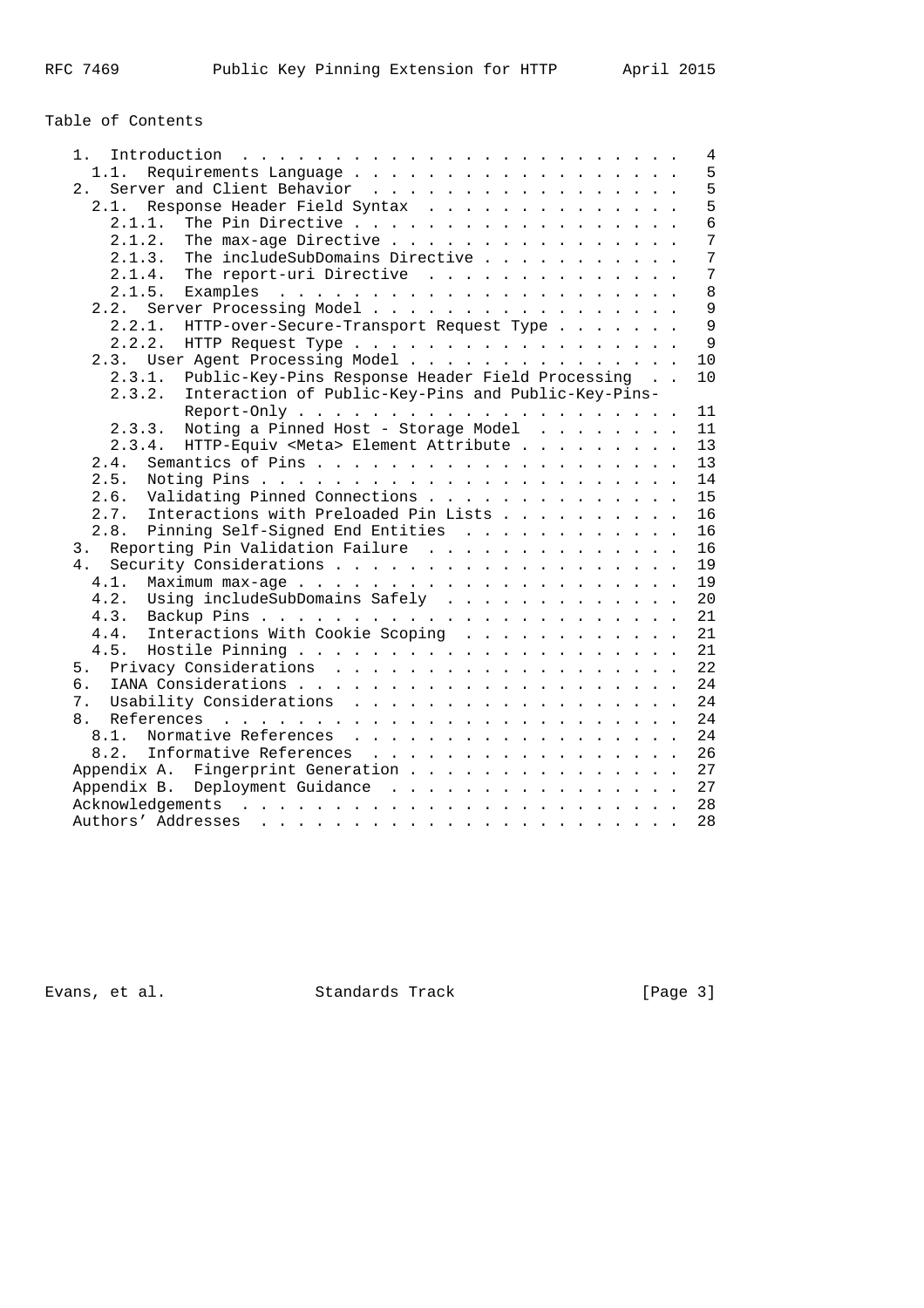Table of Contents

```
   1.  Introduction . . . . . . . . . . . . . . . . . . . . . . . .   4
     1.1.  Requirements Language . . . . . . . . . . . . . . . . . .   5
   2.  Server and Client Behavior  . . . . . . . . . . . . . . . . .   5
     2.1.  Response Header Field Syntax  . . . . . . . . . . . . . .   5
       2.1.1.  The Pin Directive . . . . . . . . . . . . . . . . . .   6
       2.1.2.  The max-age Directive . . . . . . . . . . . . . . . .   7
       2.1.3.  The includeSubDomains Directive . . . . . . . . . . .   7
       2.1.4.  The report-uri Directive  . . . . . . . . . . . . . .   7
       2.1.5.  Examples  . . . . . . . . . . . . . . . . . . . . . .   8
     2.2.  Server Processing Model . . . . . . . . . . . . . . . . .   9
       2.2.1.  HTTP-over-Secure-Transport Request Type . . . . . . .   9
       2.2.2.  HTTP Request Type . . . . . . . . . . . . . . . . . .   9
     2.3.  User Agent Processing Model . . . . . . . . . . . . . . .  10
       2.3.1.  Public-Key-Pins Response Header Field Processing  . .  10
       2.3.2.  Interaction of Public-Key-Pins and Public-Key-Pins-
               Report-Only . . . . . . . . . . . . . . . . . . . . .  11
       2.3.3.  Noting a Pinned Host - Storage Model  . . . . . . . .  11
       2.3.4.  HTTP-Equiv <Meta> Element Attribute . . . . . . . . .  13
     2.4.  Semantics of Pins . . . . . . . . . . . . . . . . . . . .  13
     2.5.  Noting Pins . . . . . . . . . . . . . . . . . . . . . . .  14
     2.6.  Validating Pinned Connections . . . . . . . . . . . . . .  15
     2.7.  Interactions with Preloaded Pin Lists . . . . . . . . . .  16
     2.8.  Pinning Self-Signed End Entities  . . . . . . . . . . . .  16
   3.  Reporting Pin Validation Failure  . . . . . . . . . . . . . .  16
   4.  Security Considerations . . . . . . . . . . . . . . . . . . .  19
     4.1.  Maximum max-age . . . . . . . . . . . . . . . . . . . . .  19
     4.2.  Using includeSubDomains Safely  . . . . . . . . . . . . .  20
     4.3.  Backup Pins . . . . . . . . . . . . . . . . . . . . . . .  21
     4.4.  Interactions With Cookie Scoping  . . . . . . . . . . . .  21
     4.5.  Hostile Pinning . . . . . . . . . . . . . . . . . . . . .  21
   5.  Privacy Considerations  . . . . . . . . . . . . . . . . . . .  22
   6.  IANA Considerations . . . . . . . . . . . . . . . . . . . . .  24
   7.  Usability Considerations  . . . . . . . . . . . . . . . . . .  24
   8.  References  . . . . . . . . . . . . . . . . . . . . . . . . .  24
     8.1.  Normative References  . . . . . . . . . . . . . . . . . .  24
     8.2.  Informative References  . . . . . . . . . . . . . . . . .  26
   Appendix A.  Fingerprint Generation . . . . . . . . . . . . . . .  27
   Appendix B.  Deployment Guidance  . . . . . . . . . . . . . . . .  27
   Acknowledgements  . . . . . . . . . . . . . . . . . . . . . . . .  28
   Authors' Addresses  . . . . . . . . . . . . . . . . . . . . . . .  28
```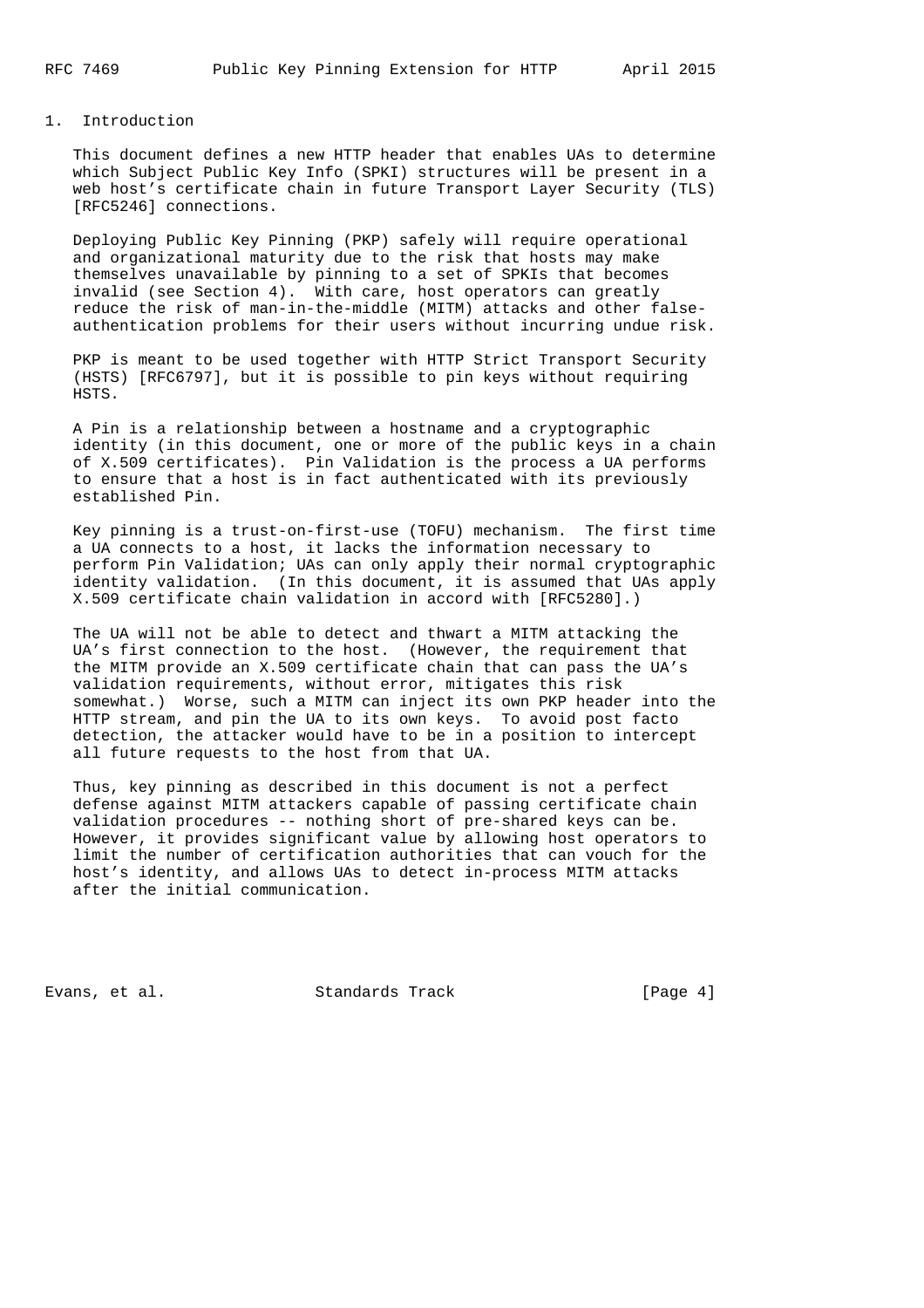# 1. Introduction

This document defines a new HTTP header that enables UAs to determine which Subject Public Key Info (SPKI) structures will be present in a web host's certificate chain in future Transport Layer Security (TLS) [RFC5246] connections.

Deploying Public Key Pinning (PKP) safely will require operational and organizational maturity due to the risk that hosts may make themselves unavailable by pinning to a set of SPKIs that becomes invalid (see Section 4). With care, host operators can greatly reduce the risk of man-in-the-middle (MITM) attacks and other false-authentication problems for their users without incurring undue risk.

PKP is meant to be used together with HTTP Strict Transport Security (HSTS) [RFC6797], but it is possible to pin keys without requiring HSTS.

A Pin is a relationship between a hostname and a cryptographic identity (in this document, one or more of the public keys in a chain of X.509 certificates). Pin Validation is the process a UA performs to ensure that a host is in fact authenticated with its previously established Pin.

Key pinning is a trust-on-first-use (TOFU) mechanism. The first time a UA connects to a host, it lacks the information necessary to perform Pin Validation; UAs can only apply their normal cryptographic identity validation. (In this document, it is assumed that UAs apply X.509 certificate chain validation in accord with [RFC5280].)

The UA will not be able to detect and thwart a MITM attacking the UA's first connection to the host. (However, the requirement that the MITM provide an X.509 certificate chain that can pass the UA's validation requirements, without error, mitigates this risk somewhat.) Worse, such a MITM can inject its own PKP header into the HTTP stream, and pin the UA to its own keys. To avoid post facto detection, the attacker would have to be in a position to intercept all future requests to the host from that UA.

Thus, key pinning as described in this document is not a perfect defense against MITM attackers capable of passing certificate chain validation procedures -- nothing short of pre-shared keys can be. However, it provides significant value by allowing host operators to limit the number of certification authorities that can vouch for the host's identity, and allows UAs to detect in-process MITM attacks after the initial communication.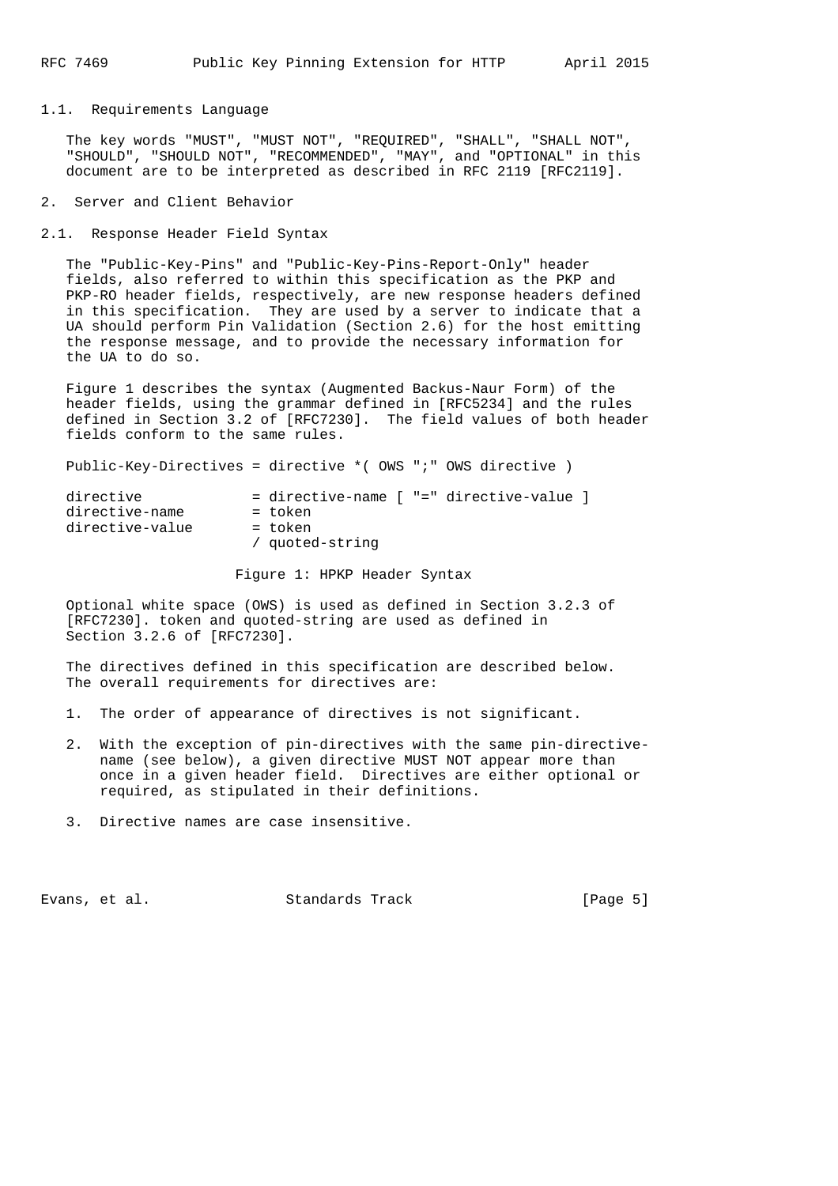### 1.1. Requirements Language

The key words "MUST", "MUST NOT", "REQUIRED", "SHALL", "SHALL NOT", "SHOULD", "SHOULD NOT", "RECOMMENDED", "MAY", and "OPTIONAL" in this document are to be interpreted as described in RFC 2119 [RFC2119].

## 2. Server and Client Behavior

### 2.1. Response Header Field Syntax

The "Public-Key-Pins" and "Public-Key-Pins-Report-Only" header fields, also referred to within this specification as the PKP and PKP-RO header fields, respectively, are new response headers defined in this specification. They are used by a server to indicate that a UA should perform Pin Validation (Section 2.6) for the host emitting the response message, and to provide the necessary information for the UA to do so.

Figure 1 describes the syntax (Augmented Backus-Naur Form) of the header fields, using the grammar defined in [RFC5234] and the rules defined in Section 3.2 of [RFC7230]. The field values of both header fields conform to the same rules.

```
Public-Key-Directives = directive *( OWS ";" OWS directive )

directive             = directive-name [ "=" directive-value ]
directive-name        = token
directive-value       = token
                      / quoted-string
```

Figure 1: HPKP Header Syntax

Optional white space (OWS) is used as defined in Section 3.2.3 of [RFC7230]. token and quoted-string are used as defined in Section 3.2.6 of [RFC7230].

The directives defined in this specification are described below. The overall requirements for directives are:

1. The order of appearance of directives is not significant.

2. With the exception of pin-directives with the same pin-directive-name (see below), a given directive MUST NOT appear more than once in a given header field. Directives are either optional or required, as stipulated in their definitions.

3. Directive names are case insensitive.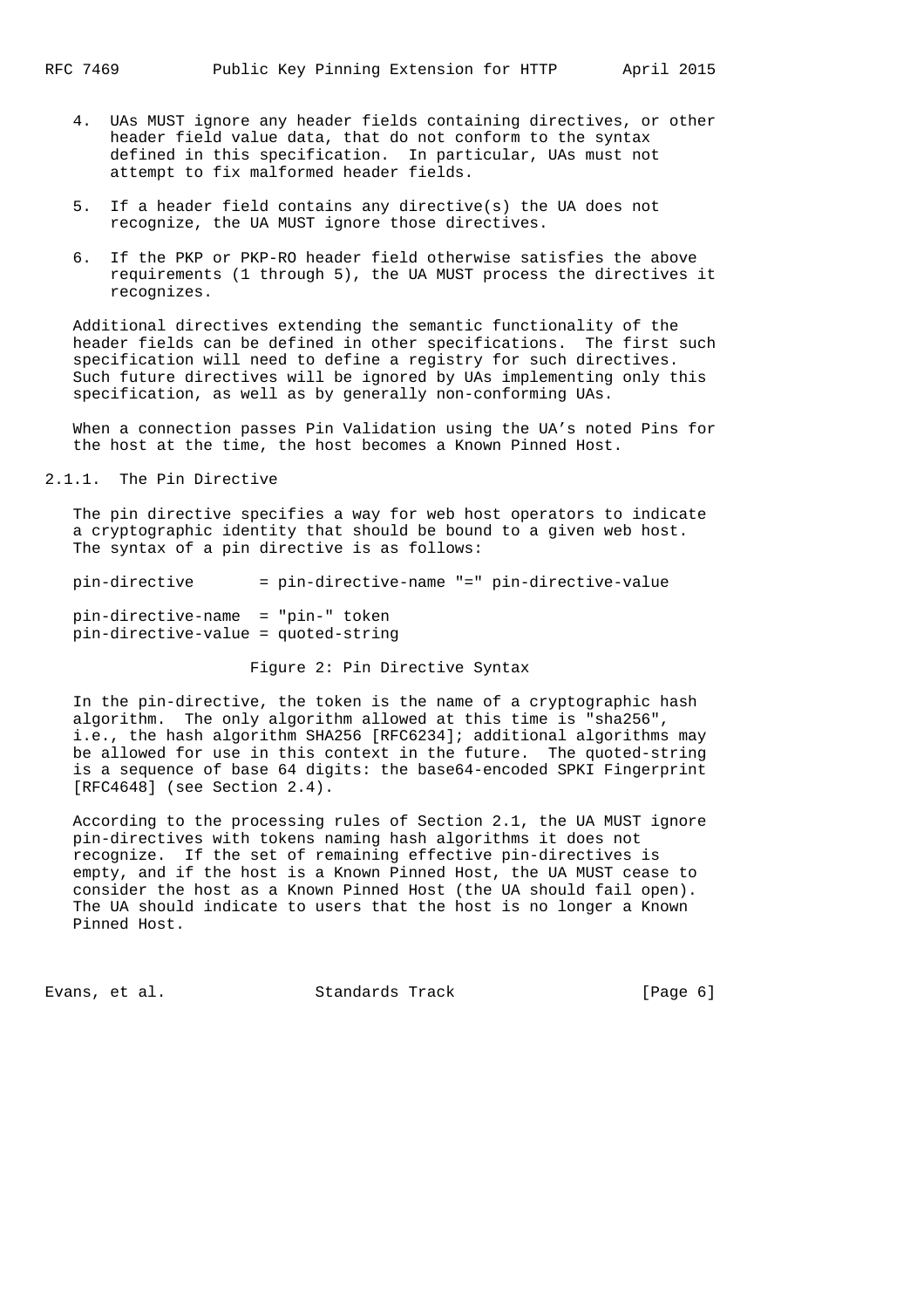4. UAs MUST ignore any header fields containing directives, or other header field value data, that do not conform to the syntax defined in this specification. In particular, UAs must not attempt to fix malformed header fields.

5. If a header field contains any directive(s) the UA does not recognize, the UA MUST ignore those directives.

6. If the PKP or PKP-RO header field otherwise satisfies the above requirements (1 through 5), the UA MUST process the directives it recognizes.

Additional directives extending the semantic functionality of the header fields can be defined in other specifications. The first such specification will need to define a registry for such directives. Such future directives will be ignored by UAs implementing only this specification, as well as by generally non-conforming UAs.

When a connection passes Pin Validation using the UA's noted Pins for the host at the time, the host becomes a Known Pinned Host.

### 2.1.1. The Pin Directive

The pin directive specifies a way for web host operators to indicate a cryptographic identity that should be bound to a given web host. The syntax of a pin directive is as follows:

```
pin-directive       = pin-directive-name "=" pin-directive-value

pin-directive-name  = "pin-" token
pin-directive-value = quoted-string
```

Figure 2: Pin Directive Syntax

In the pin-directive, the token is the name of a cryptographic hash algorithm. The only algorithm allowed at this time is "sha256", i.e., the hash algorithm SHA256 [RFC6234]; additional algorithms may be allowed for use in this context in the future. The quoted-string is a sequence of base 64 digits: the base64-encoded SPKI Fingerprint [RFC4648] (see Section 2.4).

According to the processing rules of Section 2.1, the UA MUST ignore pin-directives with tokens naming hash algorithms it does not recognize. If the set of remaining effective pin-directives is empty, and if the host is a Known Pinned Host, the UA MUST cease to consider the host as a Known Pinned Host (the UA should fail open). The UA should indicate to users that the host is no longer a Known Pinned Host.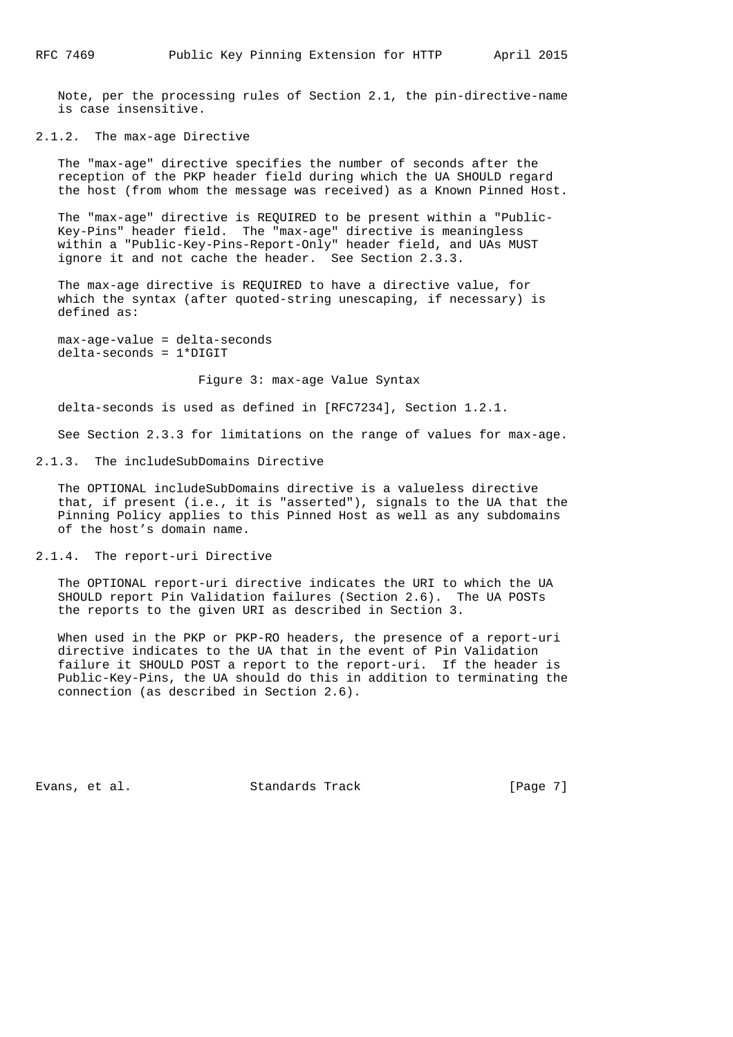Note, per the processing rules of Section 2.1, the pin-directive-name is case insensitive.

### 2.1.2. The max-age Directive

The "max-age" directive specifies the number of seconds after the reception of the PKP header field during which the UA SHOULD regard the host (from whom the message was received) as a Known Pinned Host.

The "max-age" directive is REQUIRED to be present within a "Public-Key-Pins" header field. The "max-age" directive is meaningless within a "Public-Key-Pins-Report-Only" header field, and UAs MUST ignore it and not cache the header. See Section 2.3.3.

The max-age directive is REQUIRED to have a directive value, for which the syntax (after quoted-string unescaping, if necessary) is defined as:

```
max-age-value = delta-seconds
delta-seconds = 1*DIGIT
```

Figure 3: max-age Value Syntax

delta-seconds is used as defined in [RFC7234], Section 1.2.1.

See Section 2.3.3 for limitations on the range of values for max-age.

### 2.1.3. The includeSubDomains Directive

The OPTIONAL includeSubDomains directive is a valueless directive that, if present (i.e., it is "asserted"), signals to the UA that the Pinning Policy applies to this Pinned Host as well as any subdomains of the host's domain name.

### 2.1.4. The report-uri Directive

The OPTIONAL report-uri directive indicates the URI to which the UA SHOULD report Pin Validation failures (Section 2.6). The UA POSTs the reports to the given URI as described in Section 3.

When used in the PKP or PKP-RO headers, the presence of a report-uri directive indicates to the UA that in the event of Pin Validation failure it SHOULD POST a report to the report-uri. If the header is Public-Key-Pins, the UA should do this in addition to terminating the connection (as described in Section 2.6).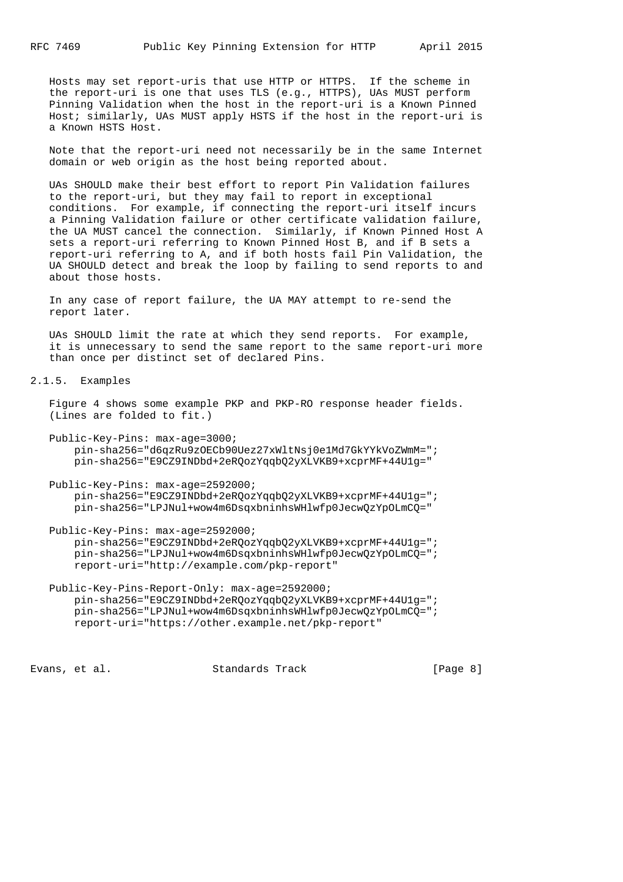Hosts may set report-uris that use HTTP or HTTPS. If the scheme in the report-uri is one that uses TLS (e.g., HTTPS), UAs MUST perform Pinning Validation when the host in the report-uri is a Known Pinned Host; similarly, UAs MUST apply HSTS if the host in the report-uri is a Known HSTS Host.

Note that the report-uri need not necessarily be in the same Internet domain or web origin as the host being reported about.

UAs SHOULD make their best effort to report Pin Validation failures to the report-uri, but they may fail to report in exceptional conditions. For example, if connecting the report-uri itself incurs a Pinning Validation failure or other certificate validation failure, the UA MUST cancel the connection. Similarly, if Known Pinned Host A sets a report-uri referring to Known Pinned Host B, and if B sets a report-uri referring to A, and if both hosts fail Pin Validation, the UA SHOULD detect and break the loop by failing to send reports to and about those hosts.

In any case of report failure, the UA MAY attempt to re-send the report later.

UAs SHOULD limit the rate at which they send reports. For example, it is unnecessary to send the same report to the same report-uri more than once per distinct set of declared Pins.

### 2.1.5. Examples

Figure 4 shows some example PKP and PKP-RO response header fields. (Lines are folded to fit.)

```
Public-Key-Pins: max-age=3000;
    pin-sha256="d6qzRu9zOECb90Uez27xWltNsj0e1Md7GkYYkVoZWmM=";
    pin-sha256="E9CZ9INDbd+2eRQozYqqbQ2yXLVKB9+xcprMF+44U1g="

Public-Key-Pins: max-age=2592000;
    pin-sha256="E9CZ9INDbd+2eRQozYqqbQ2yXLVKB9+xcprMF+44U1g=";
    pin-sha256="LPJNul+wow4m6DsqxbninhsWHlwfp0JecwQzYpOLmCQ="

Public-Key-Pins: max-age=2592000;
    pin-sha256="E9CZ9INDbd+2eRQozYqqbQ2yXLVKB9+xcprMF+44U1g=";
    pin-sha256="LPJNul+wow4m6DsqxbninhsWHlwfp0JecwQzYpOLmCQ=";
    report-uri="http://example.com/pkp-report"

Public-Key-Pins-Report-Only: max-age=2592000;
    pin-sha256="E9CZ9INDbd+2eRQozYqqbQ2yXLVKB9+xcprMF+44U1g=";
    pin-sha256="LPJNul+wow4m6DsqxbninhsWHlwfp0JecwQzYpOLmCQ=";
    report-uri="https://other.example.net/pkp-report"
```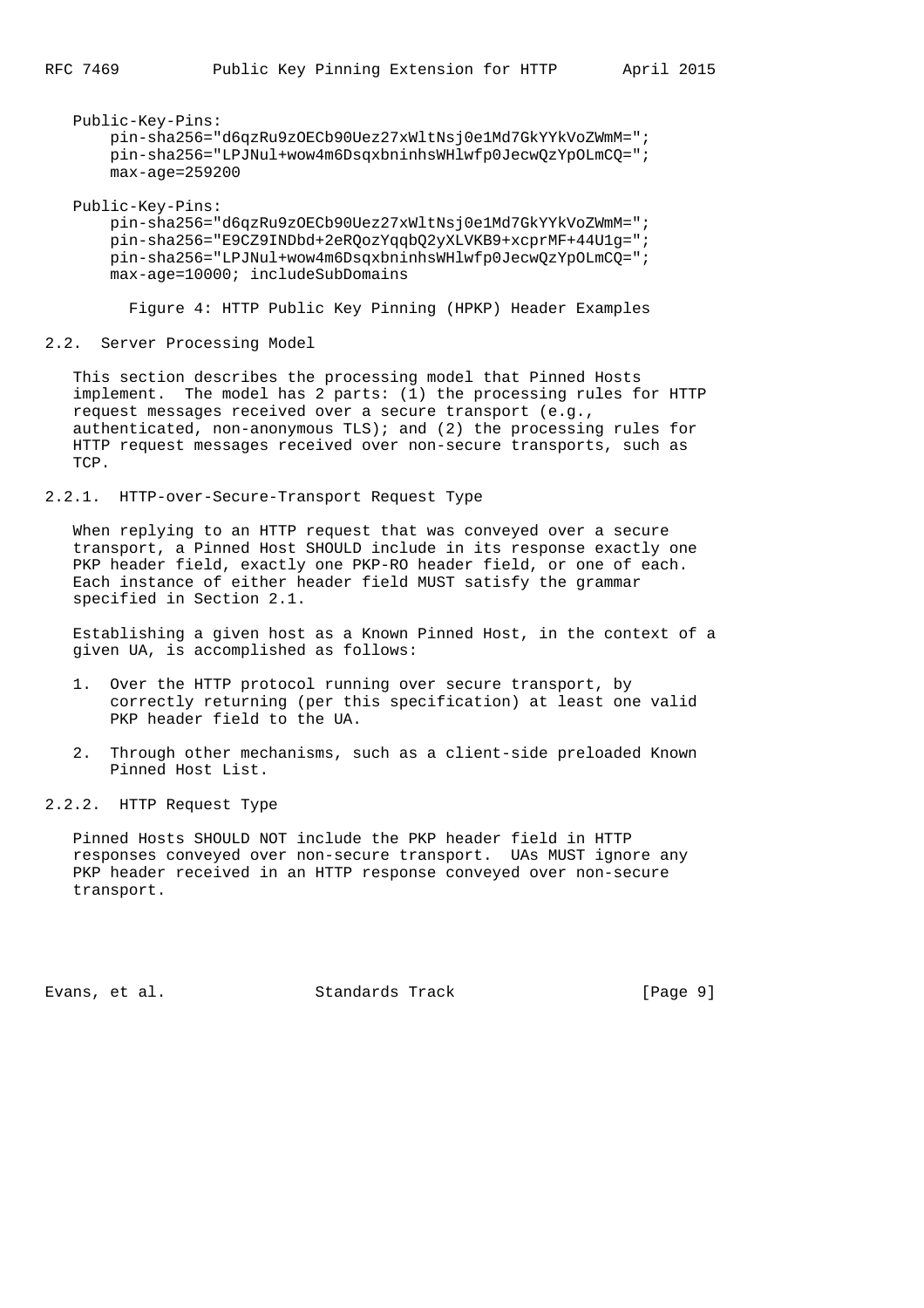```
Public-Key-Pins:
    pin-sha256="d6qzRu9zOECb90Uez27xWltNsj0e1Md7GkYYkVoZWmM=";
    pin-sha256="LPJNul+wow4m6DsqxbninhsWHlwfp0JecwQzYpOLmCQ=";
    max-age=259200

Public-Key-Pins:
    pin-sha256="d6qzRu9zOECb90Uez27xWltNsj0e1Md7GkYYkVoZWmM=";
    pin-sha256="E9CZ9INDbd+2eRQozYqqbQ2yXLVKB9+xcprMF+44U1g=";
    pin-sha256="LPJNul+wow4m6DsqxbninhsWHlwfp0JecwQzYpOLmCQ=";
    max-age=10000; includeSubDomains
```

Figure 4: HTTP Public Key Pinning (HPKP) Header Examples

## 2.2. Server Processing Model

This section describes the processing model that Pinned Hosts implement. The model has 2 parts: (1) the processing rules for HTTP request messages received over a secure transport (e.g., authenticated, non-anonymous TLS); and (2) the processing rules for HTTP request messages received over non-secure transports, such as TCP.

### 2.2.1. HTTP-over-Secure-Transport Request Type

When replying to an HTTP request that was conveyed over a secure transport, a Pinned Host SHOULD include in its response exactly one PKP header field, exactly one PKP-RO header field, or one of each. Each instance of either header field MUST satisfy the grammar specified in Section 2.1.

Establishing a given host as a Known Pinned Host, in the context of a given UA, is accomplished as follows:

1. Over the HTTP protocol running over secure transport, by correctly returning (per this specification) at least one valid PKP header field to the UA.

2. Through other mechanisms, such as a client-side preloaded Known Pinned Host List.

### 2.2.2. HTTP Request Type

Pinned Hosts SHOULD NOT include the PKP header field in HTTP responses conveyed over non-secure transport. UAs MUST ignore any PKP header received in an HTTP response conveyed over non-secure transport.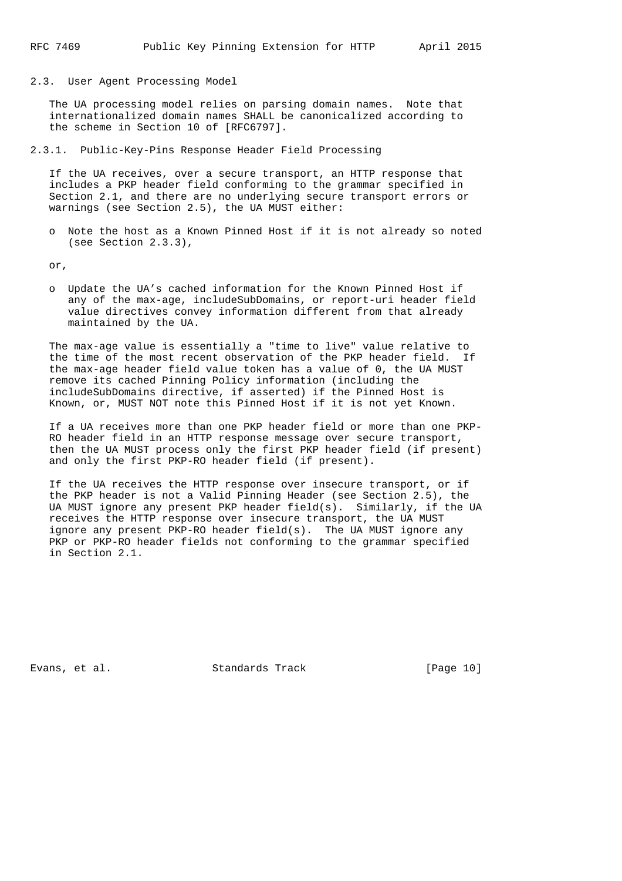## 2.3. User Agent Processing Model

The UA processing model relies on parsing domain names. Note that internationalized domain names SHALL be canonicalized according to the scheme in Section 10 of [RFC6797].

### 2.3.1. Public-Key-Pins Response Header Field Processing

If the UA receives, over a secure transport, an HTTP response that includes a PKP header field conforming to the grammar specified in Section 2.1, and there are no underlying secure transport errors or warnings (see Section 2.5), the UA MUST either:

- Note the host as a Known Pinned Host if it is not already so noted (see Section 2.3.3),

or,

- Update the UA's cached information for the Known Pinned Host if any of the max-age, includeSubDomains, or report-uri header field value directives convey information different from that already maintained by the UA.

The max-age value is essentially a "time to live" value relative to the time of the most recent observation of the PKP header field. If the max-age header field value token has a value of 0, the UA MUST remove its cached Pinning Policy information (including the includeSubDomains directive, if asserted) if the Pinned Host is Known, or, MUST NOT note this Pinned Host if it is not yet Known.

If a UA receives more than one PKP header field or more than one PKP-RO header field in an HTTP response message over secure transport, then the UA MUST process only the first PKP header field (if present) and only the first PKP-RO header field (if present).

If the UA receives the HTTP response over insecure transport, or if the PKP header is not a Valid Pinning Header (see Section 2.5), the UA MUST ignore any present PKP header field(s). Similarly, if the UA receives the HTTP response over insecure transport, the UA MUST ignore any present PKP-RO header field(s). The UA MUST ignore any PKP or PKP-RO header fields not conforming to the grammar specified in Section 2.1.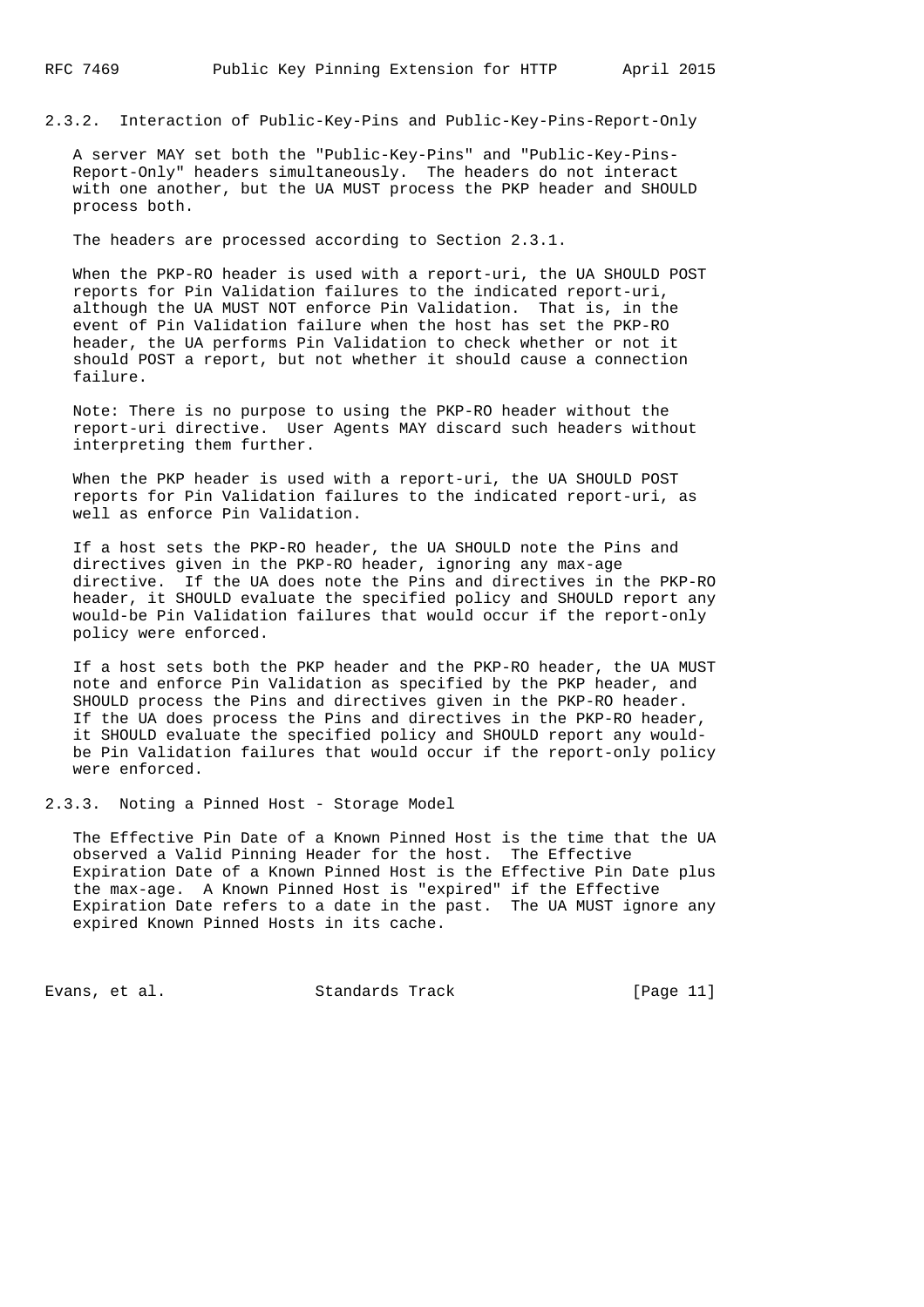### 2.3.2. Interaction of Public-Key-Pins and Public-Key-Pins-Report-Only

A server MAY set both the "Public-Key-Pins" and "Public-Key-Pins-Report-Only" headers simultaneously. The headers do not interact with one another, but the UA MUST process the PKP header and SHOULD process both.

The headers are processed according to Section 2.3.1.

When the PKP-RO header is used with a report-uri, the UA SHOULD POST reports for Pin Validation failures to the indicated report-uri, although the UA MUST NOT enforce Pin Validation. That is, in the event of Pin Validation failure when the host has set the PKP-RO header, the UA performs Pin Validation to check whether or not it should POST a report, but not whether it should cause a connection failure.

Note: There is no purpose to using the PKP-RO header without the report-uri directive. User Agents MAY discard such headers without interpreting them further.

When the PKP header is used with a report-uri, the UA SHOULD POST reports for Pin Validation failures to the indicated report-uri, as well as enforce Pin Validation.

If a host sets the PKP-RO header, the UA SHOULD note the Pins and directives given in the PKP-RO header, ignoring any max-age directive. If the UA does note the Pins and directives in the PKP-RO header, it SHOULD evaluate the specified policy and SHOULD report any would-be Pin Validation failures that would occur if the report-only policy were enforced.

If a host sets both the PKP header and the PKP-RO header, the UA MUST note and enforce Pin Validation as specified by the PKP header, and SHOULD process the Pins and directives given in the PKP-RO header. If the UA does process the Pins and directives in the PKP-RO header, it SHOULD evaluate the specified policy and SHOULD report any would-be Pin Validation failures that would occur if the report-only policy were enforced.

### 2.3.3. Noting a Pinned Host - Storage Model

The Effective Pin Date of a Known Pinned Host is the time that the UA observed a Valid Pinning Header for the host. The Effective Expiration Date of a Known Pinned Host is the Effective Pin Date plus the max-age. A Known Pinned Host is "expired" if the Effective Expiration Date refers to a date in the past. The UA MUST ignore any expired Known Pinned Hosts in its cache.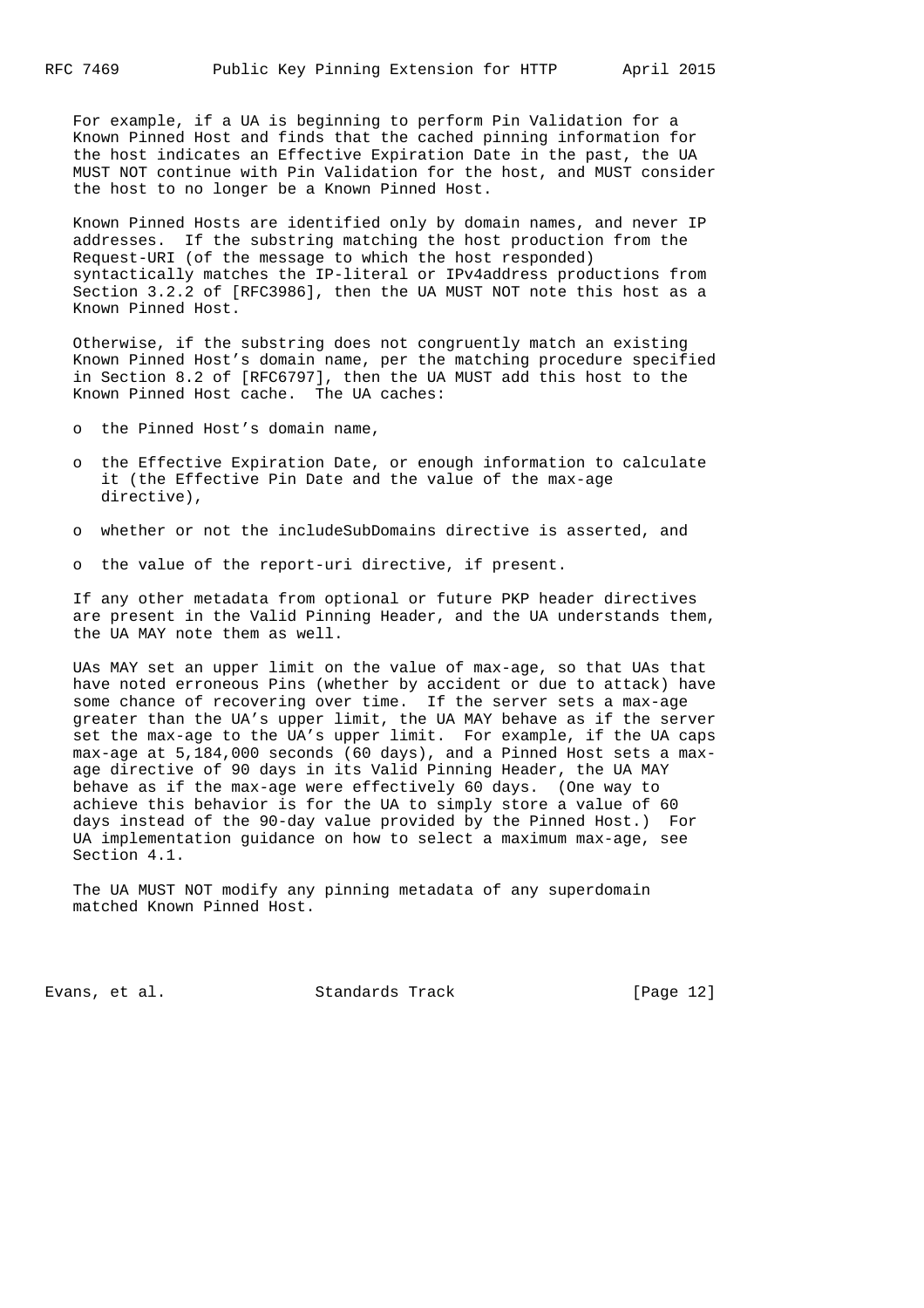For example, if a UA is beginning to perform Pin Validation for a Known Pinned Host and finds that the cached pinning information for the host indicates an Effective Expiration Date in the past, the UA MUST NOT continue with Pin Validation for the host, and MUST consider the host to no longer be a Known Pinned Host.

Known Pinned Hosts are identified only by domain names, and never IP addresses. If the substring matching the host production from the Request-URI (of the message to which the host responded) syntactically matches the IP-literal or IPv4address productions from Section 3.2.2 of [RFC3986], then the UA MUST NOT note this host as a Known Pinned Host.

Otherwise, if the substring does not congruently match an existing Known Pinned Host's domain name, per the matching procedure specified in Section 8.2 of [RFC6797], then the UA MUST add this host to the Known Pinned Host cache. The UA caches:

- the Pinned Host's domain name,
- the Effective Expiration Date, or enough information to calculate it (the Effective Pin Date and the value of the max-age directive),
- whether or not the includeSubDomains directive is asserted, and
- the value of the report-uri directive, if present.

If any other metadata from optional or future PKP header directives are present in the Valid Pinning Header, and the UA understands them, the UA MAY note them as well.

UAs MAY set an upper limit on the value of max-age, so that UAs that have noted erroneous Pins (whether by accident or due to attack) have some chance of recovering over time. If the server sets a max-age greater than the UA's upper limit, the UA MAY behave as if the server set the max-age to the UA's upper limit. For example, if the UA caps max-age at 5,184,000 seconds (60 days), and a Pinned Host sets a max-age directive of 90 days in its Valid Pinning Header, the UA MAY behave as if the max-age were effectively 60 days. (One way to achieve this behavior is for the UA to simply store a value of 60 days instead of the 90-day value provided by the Pinned Host.) For UA implementation guidance on how to select a maximum max-age, see Section 4.1.

The UA MUST NOT modify any pinning metadata of any superdomain matched Known Pinned Host.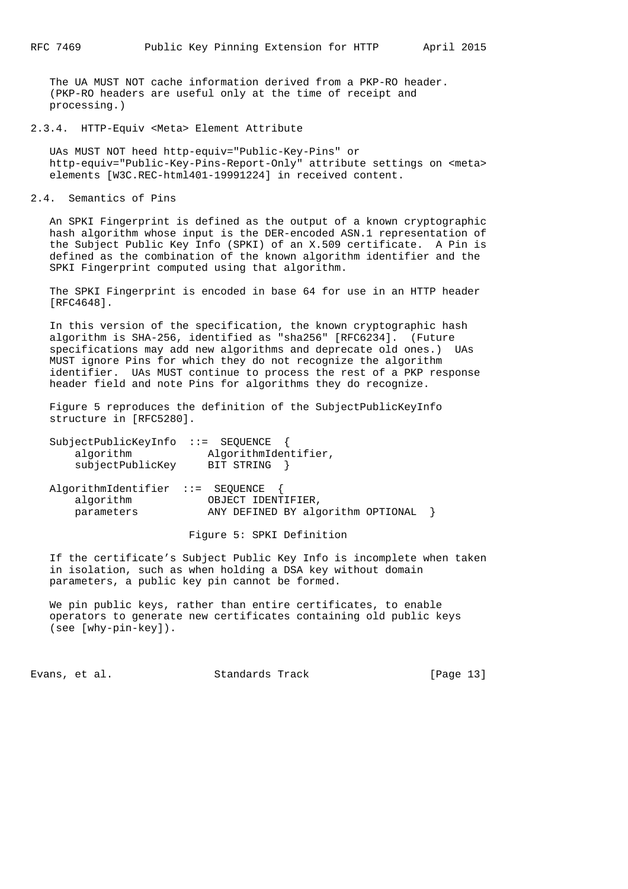The UA MUST NOT cache information derived from a PKP-RO header. (PKP-RO headers are useful only at the time of receipt and processing.)

#### 2.3.4. HTTP-Equiv <Meta> Element Attribute

UAs MUST NOT heed http-equiv="Public-Key-Pins" or http-equiv="Public-Key-Pins-Report-Only" attribute settings on <meta> elements [W3C.REC-html401-19991224] in received content.

### 2.4. Semantics of Pins

An SPKI Fingerprint is defined as the output of a known cryptographic hash algorithm whose input is the DER-encoded ASN.1 representation of the Subject Public Key Info (SPKI) of an X.509 certificate. A Pin is defined as the combination of the known algorithm identifier and the SPKI Fingerprint computed using that algorithm.

The SPKI Fingerprint is encoded in base 64 for use in an HTTP header [RFC4648].

In this version of the specification, the known cryptographic hash algorithm is SHA-256, identified as "sha256" [RFC6234]. (Future specifications may add new algorithms and deprecate old ones.) UAs MUST ignore Pins for which they do not recognize the algorithm identifier. UAs MUST continue to process the rest of a PKP response header field and note Pins for algorithms they do recognize.

Figure 5 reproduces the definition of the SubjectPublicKeyInfo structure in [RFC5280].

```
SubjectPublicKeyInfo  ::=  SEQUENCE  {
    algorithm            AlgorithmIdentifier,
    subjectPublicKey     BIT STRING  }

AlgorithmIdentifier  ::=  SEQUENCE  {
    algorithm            OBJECT IDENTIFIER,
    parameters           ANY DEFINED BY algorithm OPTIONAL  }
```

Figure 5: SPKI Definition

If the certificate's Subject Public Key Info is incomplete when taken in isolation, such as when holding a DSA key without domain parameters, a public key pin cannot be formed.

We pin public keys, rather than entire certificates, to enable operators to generate new certificates containing old public keys (see [why-pin-key]).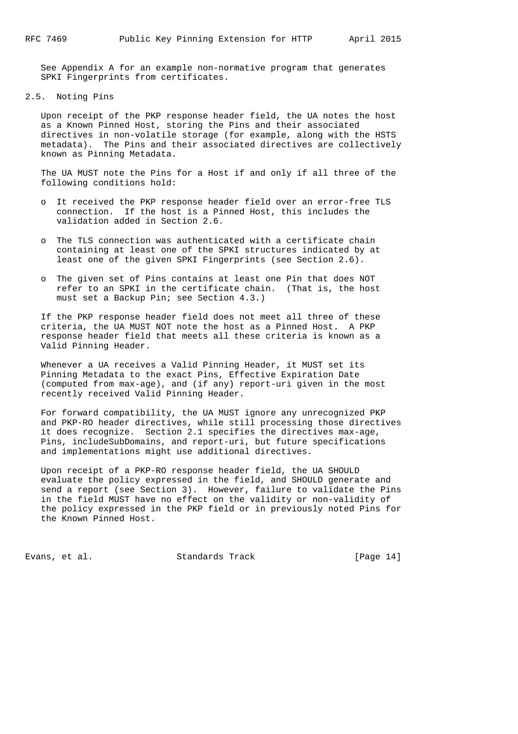See Appendix A for an example non-normative program that generates SPKI Fingerprints from certificates.

## 2.5. Noting Pins

Upon receipt of the PKP response header field, the UA notes the host as a Known Pinned Host, storing the Pins and their associated directives in non-volatile storage (for example, along with the HSTS metadata). The Pins and their associated directives are collectively known as Pinning Metadata.

The UA MUST note the Pins for a Host if and only if all three of the following conditions hold:

- It received the PKP response header field over an error-free TLS connection. If the host is a Pinned Host, this includes the validation added in Section 2.6.
- The TLS connection was authenticated with a certificate chain containing at least one of the SPKI structures indicated by at least one of the given SPKI Fingerprints (see Section 2.6).
- The given set of Pins contains at least one Pin that does NOT refer to an SPKI in the certificate chain. (That is, the host must set a Backup Pin; see Section 4.3.)

If the PKP response header field does not meet all three of these criteria, the UA MUST NOT note the host as a Pinned Host. A PKP response header field that meets all these criteria is known as a Valid Pinning Header.

Whenever a UA receives a Valid Pinning Header, it MUST set its Pinning Metadata to the exact Pins, Effective Expiration Date (computed from max-age), and (if any) report-uri given in the most recently received Valid Pinning Header.

For forward compatibility, the UA MUST ignore any unrecognized PKP and PKP-RO header directives, while still processing those directives it does recognize. Section 2.1 specifies the directives max-age, Pins, includeSubDomains, and report-uri, but future specifications and implementations might use additional directives.

Upon receipt of a PKP-RO response header field, the UA SHOULD evaluate the policy expressed in the field, and SHOULD generate and send a report (see Section 3). However, failure to validate the Pins in the field MUST have no effect on the validity or non-validity of the policy expressed in the PKP field or in previously noted Pins for the Known Pinned Host.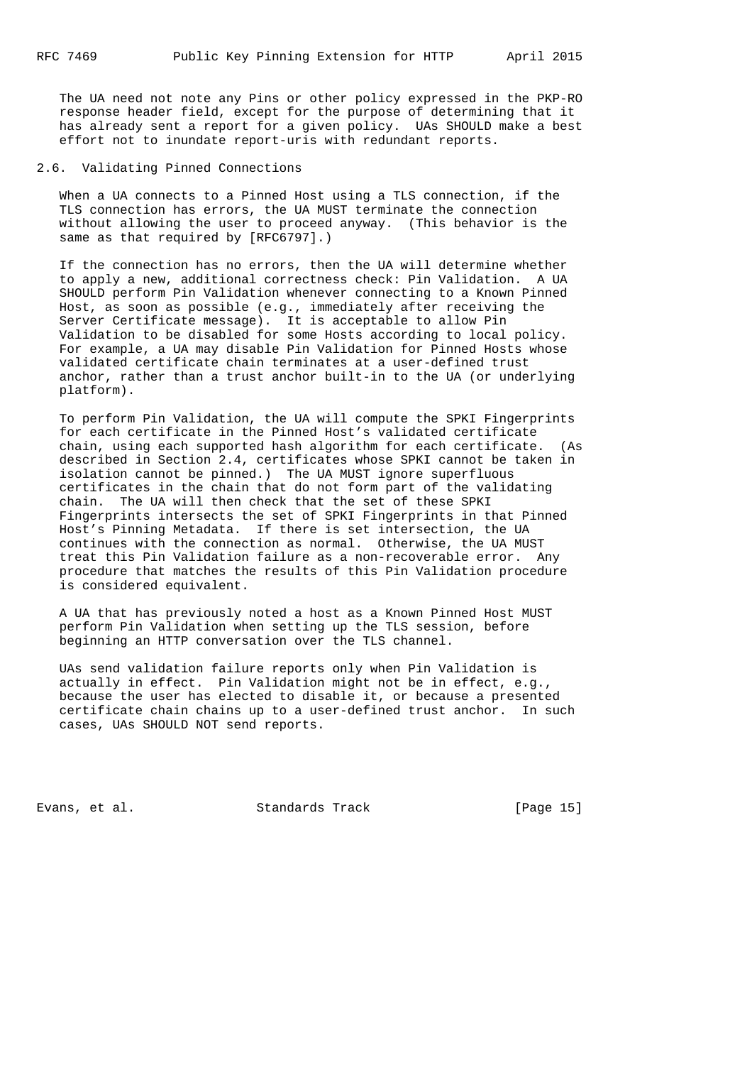The UA need not note any Pins or other policy expressed in the PKP-RO response header field, except for the purpose of determining that it has already sent a report for a given policy. UAs SHOULD make a best effort not to inundate report-uris with redundant reports.

## 2.6. Validating Pinned Connections

When a UA connects to a Pinned Host using a TLS connection, if the TLS connection has errors, the UA MUST terminate the connection without allowing the user to proceed anyway. (This behavior is the same as that required by [RFC6797].)

If the connection has no errors, then the UA will determine whether to apply a new, additional correctness check: Pin Validation. A UA SHOULD perform Pin Validation whenever connecting to a Known Pinned Host, as soon as possible (e.g., immediately after receiving the Server Certificate message). It is acceptable to allow Pin Validation to be disabled for some Hosts according to local policy. For example, a UA may disable Pin Validation for Pinned Hosts whose validated certificate chain terminates at a user-defined trust anchor, rather than a trust anchor built-in to the UA (or underlying platform).

To perform Pin Validation, the UA will compute the SPKI Fingerprints for each certificate in the Pinned Host's validated certificate chain, using each supported hash algorithm for each certificate. (As described in Section 2.4, certificates whose SPKI cannot be taken in isolation cannot be pinned.) The UA MUST ignore superfluous certificates in the chain that do not form part of the validating chain. The UA will then check that the set of these SPKI Fingerprints intersects the set of SPKI Fingerprints in that Pinned Host's Pinning Metadata. If there is set intersection, the UA continues with the connection as normal. Otherwise, the UA MUST treat this Pin Validation failure as a non-recoverable error. Any procedure that matches the results of this Pin Validation procedure is considered equivalent.

A UA that has previously noted a host as a Known Pinned Host MUST perform Pin Validation when setting up the TLS session, before beginning an HTTP conversation over the TLS channel.

UAs send validation failure reports only when Pin Validation is actually in effect. Pin Validation might not be in effect, e.g., because the user has elected to disable it, or because a presented certificate chain chains up to a user-defined trust anchor. In such cases, UAs SHOULD NOT send reports.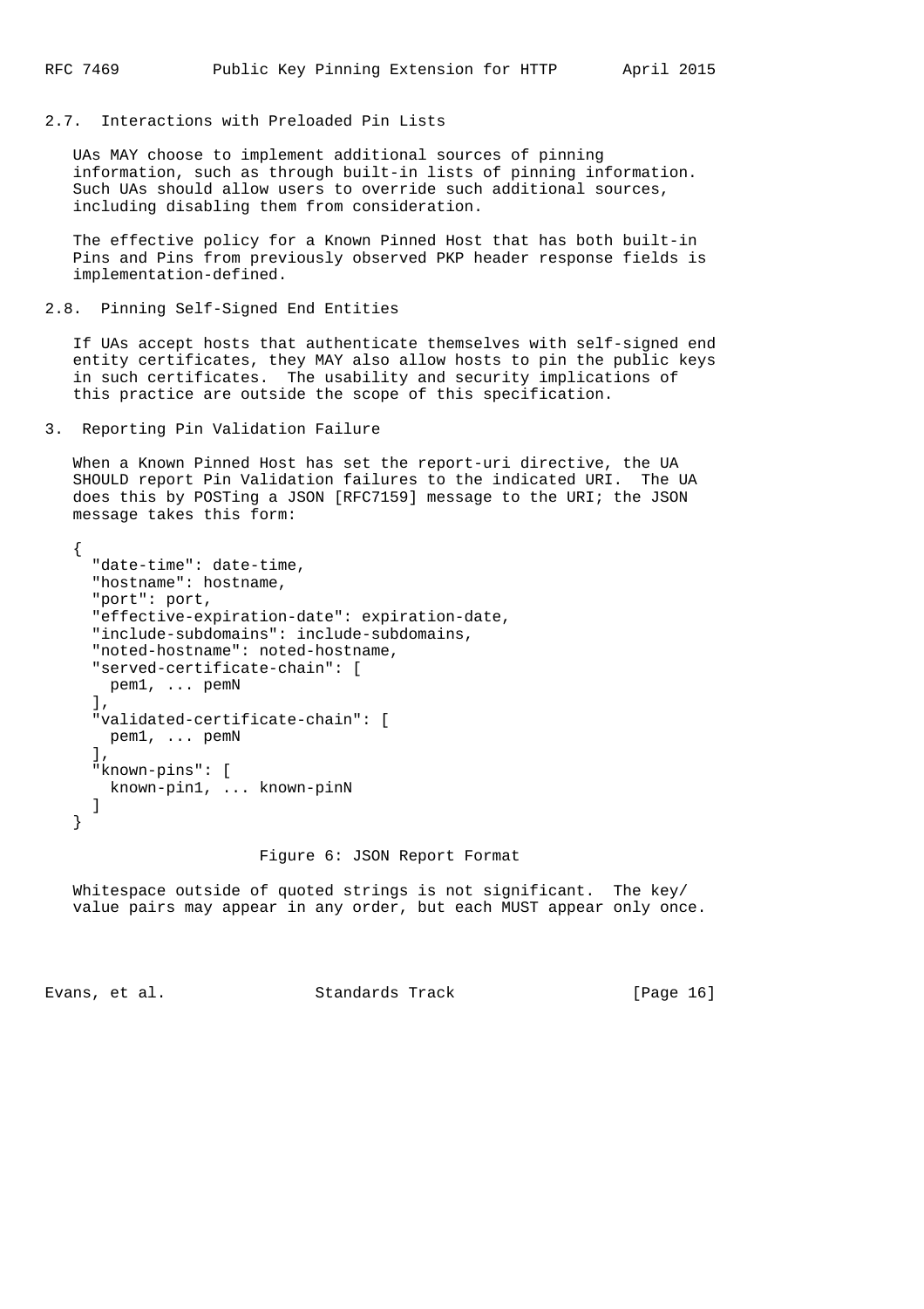## 2.7. Interactions with Preloaded Pin Lists

UAs MAY choose to implement additional sources of pinning information, such as through built-in lists of pinning information. Such UAs should allow users to override such additional sources, including disabling them from consideration.

The effective policy for a Known Pinned Host that has both built-in Pins and Pins from previously observed PKP header response fields is implementation-defined.

## 2.8. Pinning Self-Signed End Entities

If UAs accept hosts that authenticate themselves with self-signed end entity certificates, they MAY also allow hosts to pin the public keys in such certificates. The usability and security implications of this practice are outside the scope of this specification.

# 3. Reporting Pin Validation Failure

When a Known Pinned Host has set the report-uri directive, the UA SHOULD report Pin Validation failures to the indicated URI. The UA does this by POSTing a JSON [RFC7159] message to the URI; the JSON message takes this form:

```
{
  "date-time": date-time,
  "hostname": hostname,
  "port": port,
  "effective-expiration-date": expiration-date,
  "include-subdomains": include-subdomains,
  "noted-hostname": noted-hostname,
  "served-certificate-chain": [
    pem1, ... pemN
  ],
  "validated-certificate-chain": [
    pem1, ... pemN
  ],
  "known-pins": [
    known-pin1, ... known-pinN
  ]
}
```

Figure 6: JSON Report Format

Whitespace outside of quoted strings is not significant. The key/value pairs may appear in any order, but each MUST appear only once.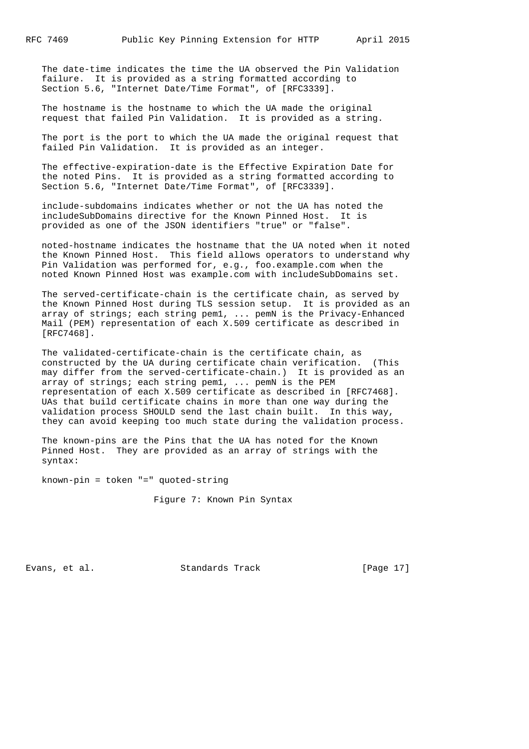The date-time indicates the time the UA observed the Pin Validation failure. It is provided as a string formatted according to Section 5.6, "Internet Date/Time Format", of [RFC3339].

The hostname is the hostname to which the UA made the original request that failed Pin Validation. It is provided as a string.

The port is the port to which the UA made the original request that failed Pin Validation. It is provided as an integer.

The effective-expiration-date is the Effective Expiration Date for the noted Pins. It is provided as a string formatted according to Section 5.6, "Internet Date/Time Format", of [RFC3339].

include-subdomains indicates whether or not the UA has noted the includeSubDomains directive for the Known Pinned Host. It is provided as one of the JSON identifiers "true" or "false".

noted-hostname indicates the hostname that the UA noted when it noted the Known Pinned Host. This field allows operators to understand why Pin Validation was performed for, e.g., foo.example.com when the noted Known Pinned Host was example.com with includeSubDomains set.

The served-certificate-chain is the certificate chain, as served by the Known Pinned Host during TLS session setup. It is provided as an array of strings; each string pem1, ... pemN is the Privacy-Enhanced Mail (PEM) representation of each X.509 certificate as described in [RFC7468].

The validated-certificate-chain is the certificate chain, as constructed by the UA during certificate chain verification. (This may differ from the served-certificate-chain.) It is provided as an array of strings; each string pem1, ... pemN is the PEM representation of each X.509 certificate as described in [RFC7468]. UAs that build certificate chains in more than one way during the validation process SHOULD send the last chain built. In this way, they can avoid keeping too much state during the validation process.

The known-pins are the Pins that the UA has noted for the Known Pinned Host. They are provided as an array of strings with the syntax:

```
known-pin = token "=" quoted-string
```

Figure 7: Known Pin Syntax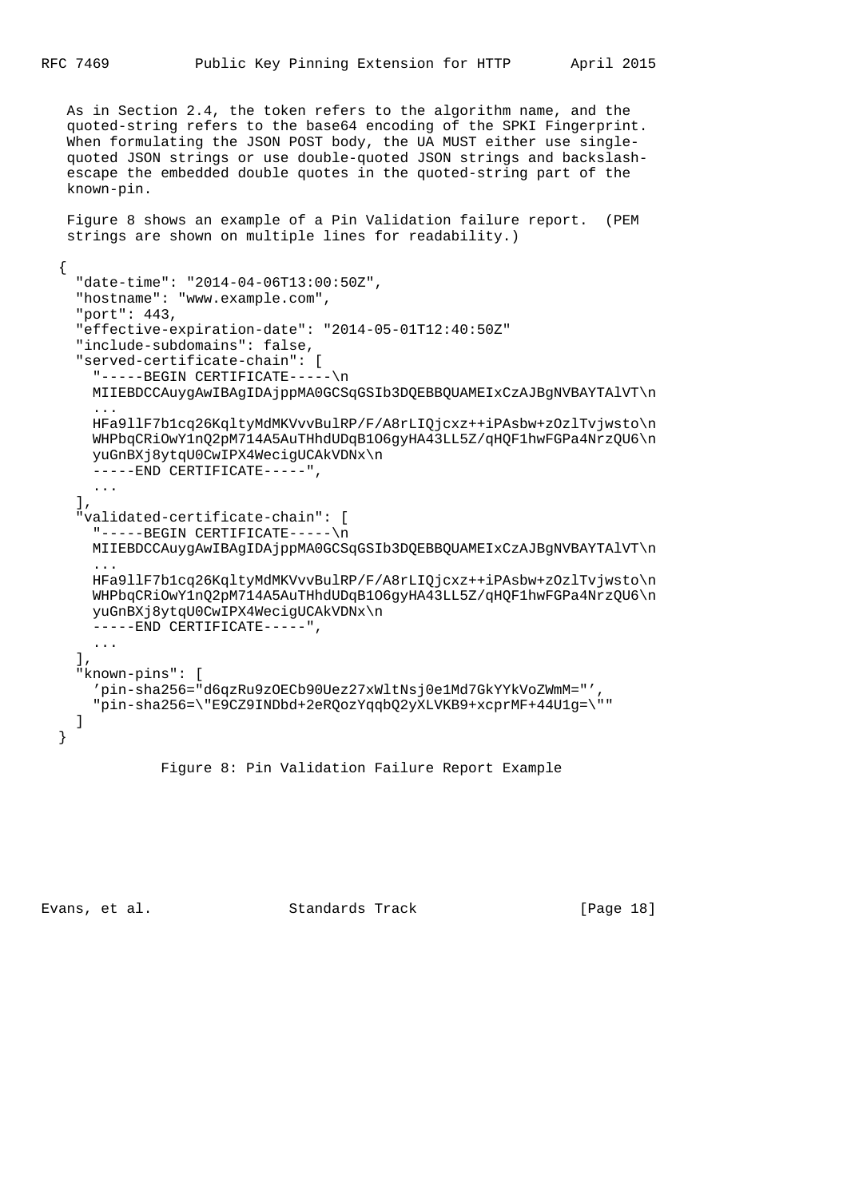As in Section 2.4, the token refers to the algorithm name, and the quoted-string refers to the base64 encoding of the SPKI Fingerprint. When formulating the JSON POST body, the UA MUST either use single-quoted JSON strings or use double-quoted JSON strings and backslash-escape the embedded double quotes in the quoted-string part of the known-pin.

Figure 8 shows an example of a Pin Validation failure report. (PEM strings are shown on multiple lines for readability.)

```
{
  "date-time": "2014-04-06T13:00:50Z",
  "hostname": "www.example.com",
  "port": 443,
  "effective-expiration-date": "2014-05-01T12:40:50Z"
  "include-subdomains": false,
  "served-certificate-chain": [
    "-----BEGIN CERTIFICATE-----\n
    MIIEBDCCAuygAwIBAgIDAjppMA0GCSqGSIb3DQEBBQUAMEIxCzAJBgNVBAYTAlVT\n
    ...
    HFa9llF7b1cq26KqltyMdMKVvvBulRP/F/A8rLIQjcxz++iPAsbw+zOzlTvjwsto\n
    WHPbqCRiOwY1nQ2pM714A5AuTHhdUDqB1O6gyHA43LL5Z/qHQF1hwFGPa4NrzQU6\n
    yuGnBXj8ytqU0CwIPX4WecigUCAkVDNx\n
    -----END CERTIFICATE-----",
    ...
  ],
  "validated-certificate-chain": [
    "-----BEGIN CERTIFICATE-----\n
    MIIEBDCCAuygAwIBAgIDAjppMA0GCSqGSIb3DQEBBQUAMEIxCzAJBgNVBAYTAlVT\n
    ...
    HFa9llF7b1cq26KqltyMdMKVvvBulRP/F/A8rLIQjcxz++iPAsbw+zOzlTvjwsto\n
    WHPbqCRiOwY1nQ2pM714A5AuTHhdUDqB1O6gyHA43LL5Z/qHQF1hwFGPa4NrzQU6\n
    yuGnBXj8ytqU0CwIPX4WecigUCAkVDNx\n
    -----END CERTIFICATE-----",
    ...
  ],
  "known-pins": [
    'pin-sha256="d6qzRu9zOECb90Uez27xWltNsj0e1Md7GkYYkVoZWmM="',
    "pin-sha256=\"E9CZ9INDbd+2eRQozYqqbQ2yXLVKB9+xcprMF+44U1g=\""
  ]
}
```

Figure 8: Pin Validation Failure Report Example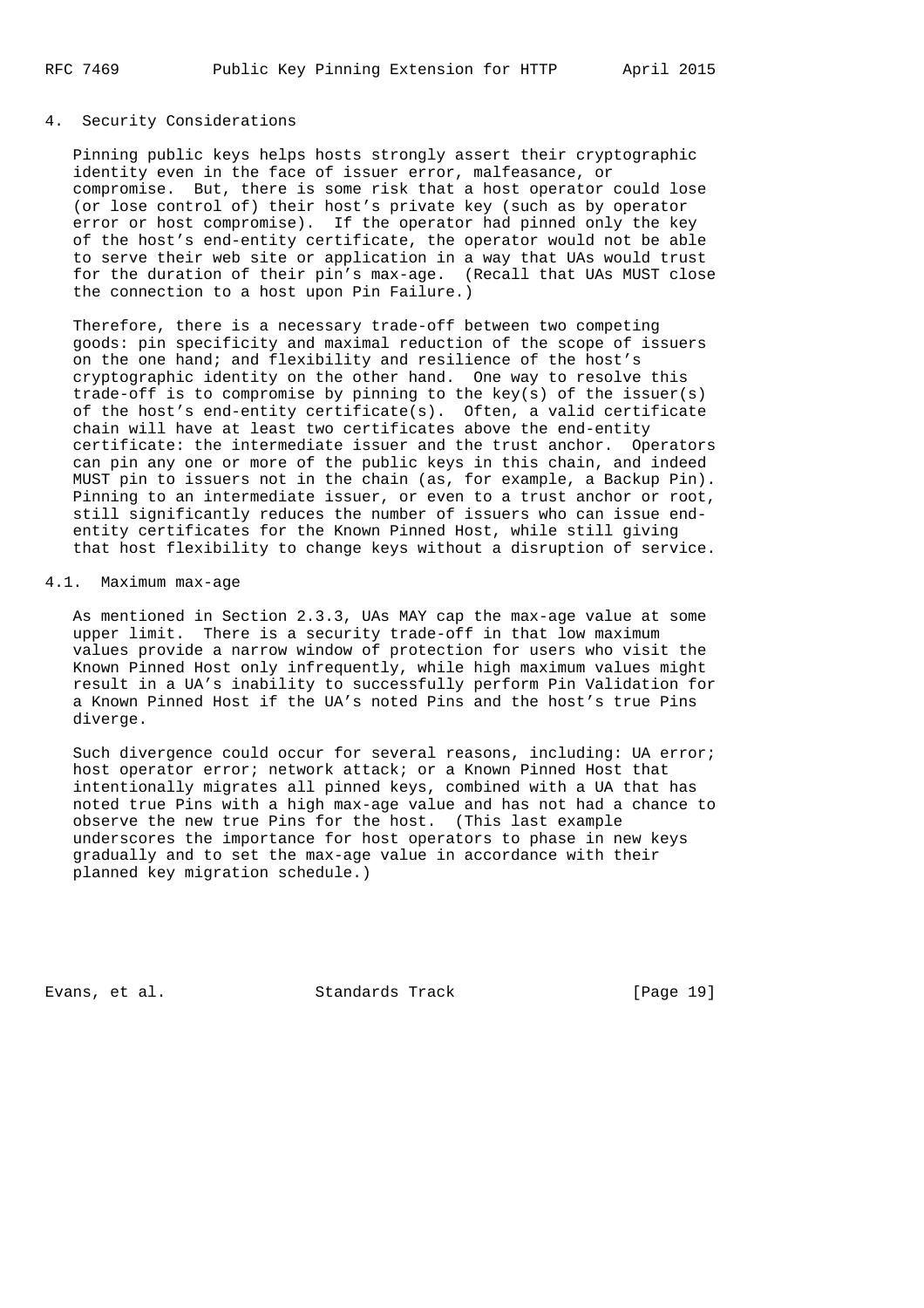## 4. Security Considerations

Pinning public keys helps hosts strongly assert their cryptographic identity even in the face of issuer error, malfeasance, or compromise. But, there is some risk that a host operator could lose (or lose control of) their host's private key (such as by operator error or host compromise). If the operator had pinned only the key of the host's end-entity certificate, the operator would not be able to serve their web site or application in a way that UAs would trust for the duration of their pin's max-age. (Recall that UAs MUST close the connection to a host upon Pin Failure.)

Therefore, there is a necessary trade-off between two competing goods: pin specificity and maximal reduction of the scope of issuers on the one hand; and flexibility and resilience of the host's cryptographic identity on the other hand. One way to resolve this trade-off is to compromise by pinning to the key(s) of the issuer(s) of the host's end-entity certificate(s). Often, a valid certificate chain will have at least two certificates above the end-entity certificate: the intermediate issuer and the trust anchor. Operators can pin any one or more of the public keys in this chain, and indeed MUST pin to issuers not in the chain (as, for example, a Backup Pin). Pinning to an intermediate issuer, or even to a trust anchor or root, still significantly reduces the number of issuers who can issue end-entity certificates for the Known Pinned Host, while still giving that host flexibility to change keys without a disruption of service.

### 4.1. Maximum max-age

As mentioned in Section 2.3.3, UAs MAY cap the max-age value at some upper limit. There is a security trade-off in that low maximum values provide a narrow window of protection for users who visit the Known Pinned Host only infrequently, while high maximum values might result in a UA's inability to successfully perform Pin Validation for a Known Pinned Host if the UA's noted Pins and the host's true Pins diverge.

Such divergence could occur for several reasons, including: UA error; host operator error; network attack; or a Known Pinned Host that intentionally migrates all pinned keys, combined with a UA that has noted true Pins with a high max-age value and has not had a chance to observe the new true Pins for the host. (This last example underscores the importance for host operators to phase in new keys gradually and to set the max-age value in accordance with their planned key migration schedule.)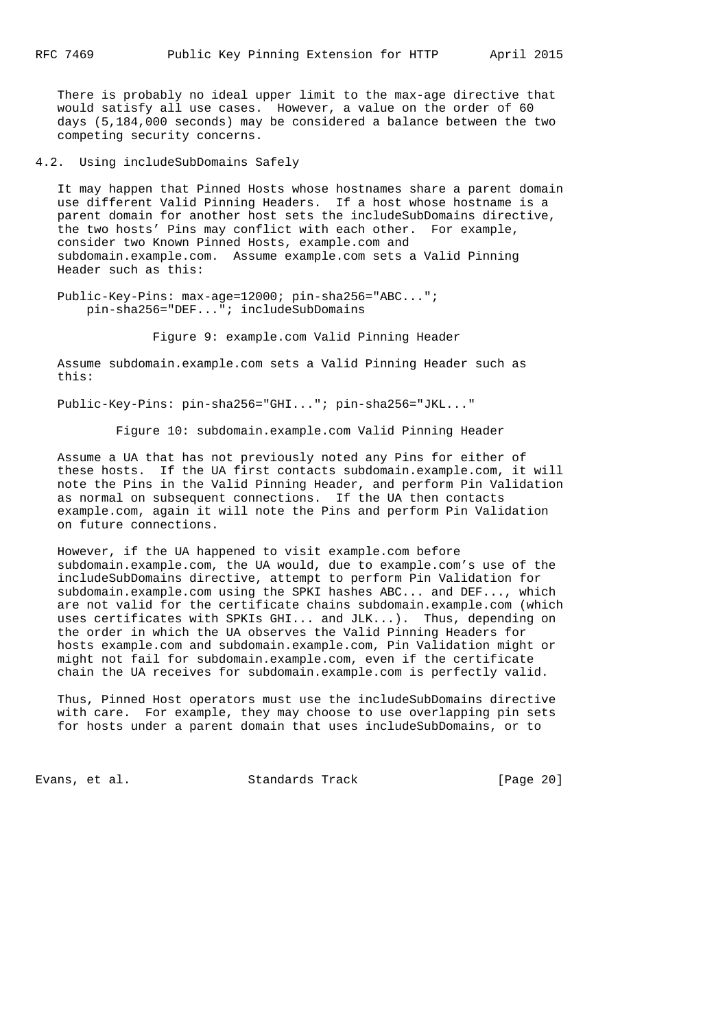There is probably no ideal upper limit to the max-age directive that would satisfy all use cases. However, a value on the order of 60 days (5,184,000 seconds) may be considered a balance between the two competing security concerns.

### 4.2. Using includeSubDomains Safely

It may happen that Pinned Hosts whose hostnames share a parent domain use different Valid Pinning Headers. If a host whose hostname is a parent domain for another host sets the includeSubDomains directive, the two hosts' Pins may conflict with each other. For example, consider two Known Pinned Hosts, example.com and subdomain.example.com. Assume example.com sets a Valid Pinning Header such as this:

```
Public-Key-Pins: max-age=12000; pin-sha256="ABC...";
    pin-sha256="DEF..."; includeSubDomains
```

Figure 9: example.com Valid Pinning Header

Assume subdomain.example.com sets a Valid Pinning Header such as this:

```
Public-Key-Pins: pin-sha256="GHI..."; pin-sha256="JKL..."
```

Figure 10: subdomain.example.com Valid Pinning Header

Assume a UA that has not previously noted any Pins for either of these hosts. If the UA first contacts subdomain.example.com, it will note the Pins in the Valid Pinning Header, and perform Pin Validation as normal on subsequent connections. If the UA then contacts example.com, again it will note the Pins and perform Pin Validation on future connections.

However, if the UA happened to visit example.com before subdomain.example.com, the UA would, due to example.com's use of the includeSubDomains directive, attempt to perform Pin Validation for subdomain.example.com using the SPKI hashes ABC... and DEF..., which are not valid for the certificate chains subdomain.example.com (which uses certificates with SPKIs GHI... and JLK...). Thus, depending on the order in which the UA observes the Valid Pinning Headers for hosts example.com and subdomain.example.com, Pin Validation might or might not fail for subdomain.example.com, even if the certificate chain the UA receives for subdomain.example.com is perfectly valid.

Thus, Pinned Host operators must use the includeSubDomains directive with care. For example, they may choose to use overlapping pin sets for hosts under a parent domain that uses includeSubDomains, or to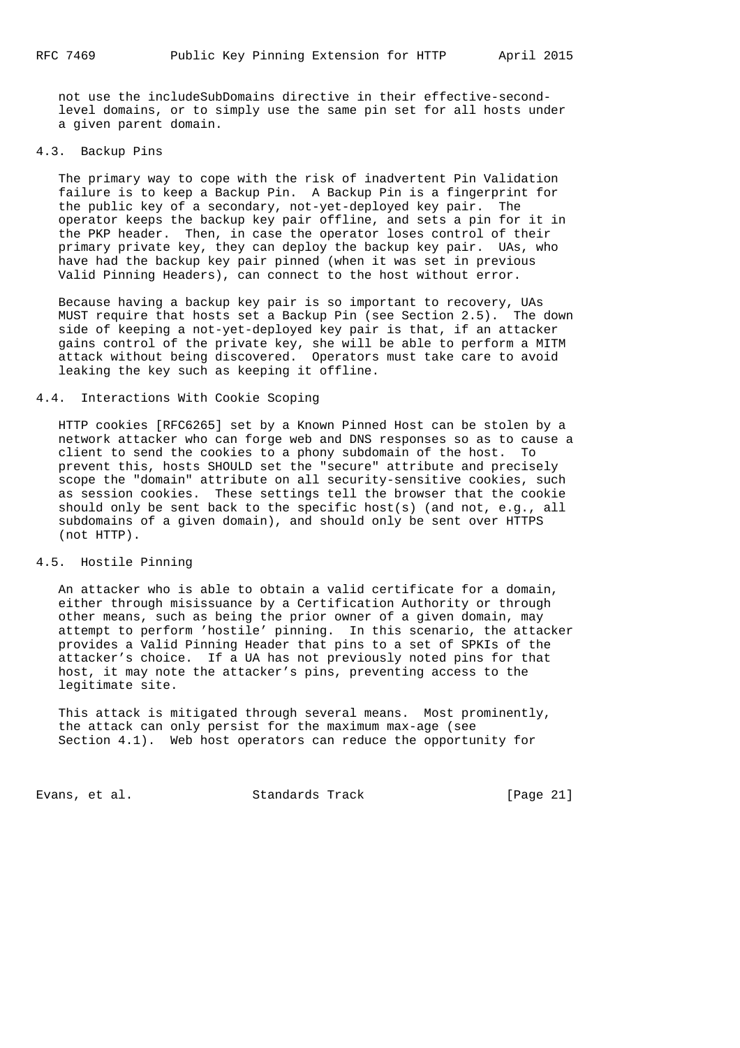not use the includeSubDomains directive in their effective-second-level domains, or to simply use the same pin set for all hosts under a given parent domain.

### 4.3. Backup Pins

The primary way to cope with the risk of inadvertent Pin Validation failure is to keep a Backup Pin. A Backup Pin is a fingerprint for the public key of a secondary, not-yet-deployed key pair. The operator keeps the backup key pair offline, and sets a pin for it in the PKP header. Then, in case the operator loses control of their primary private key, they can deploy the backup key pair. UAs, who have had the backup key pair pinned (when it was set in previous Valid Pinning Headers), can connect to the host without error.

Because having a backup key pair is so important to recovery, UAs MUST require that hosts set a Backup Pin (see Section 2.5). The down side of keeping a not-yet-deployed key pair is that, if an attacker gains control of the private key, she will be able to perform a MITM attack without being discovered. Operators must take care to avoid leaking the key such as keeping it offline.

### 4.4. Interactions With Cookie Scoping

HTTP cookies [RFC6265] set by a Known Pinned Host can be stolen by a network attacker who can forge web and DNS responses so as to cause a client to send the cookies to a phony subdomain of the host. To prevent this, hosts SHOULD set the "secure" attribute and precisely scope the "domain" attribute on all security-sensitive cookies, such as session cookies. These settings tell the browser that the cookie should only be sent back to the specific host(s) (and not, e.g., all subdomains of a given domain), and should only be sent over HTTPS (not HTTP).

### 4.5. Hostile Pinning

An attacker who is able to obtain a valid certificate for a domain, either through misissuance by a Certification Authority or through other means, such as being the prior owner of a given domain, may attempt to perform 'hostile' pinning. In this scenario, the attacker provides a Valid Pinning Header that pins to a set of SPKIs of the attacker's choice. If a UA has not previously noted pins for that host, it may note the attacker's pins, preventing access to the legitimate site.

This attack is mitigated through several means. Most prominently, the attack can only persist for the maximum max-age (see Section 4.1). Web host operators can reduce the opportunity for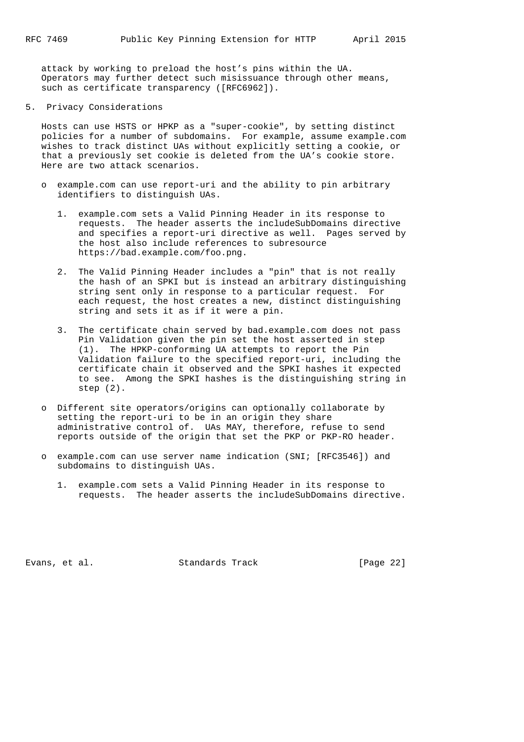attack by working to preload the host's pins within the UA. Operators may further detect such misissuance through other means, such as certificate transparency ([RFC6962]).

## 5. Privacy Considerations

Hosts can use HSTS or HPKP as a "super-cookie", by setting distinct policies for a number of subdomains. For example, assume example.com wishes to track distinct UAs without explicitly setting a cookie, or that a previously set cookie is deleted from the UA's cookie store. Here are two attack scenarios.

- example.com can use report-uri and the ability to pin arbitrary identifiers to distinguish UAs.

  1. example.com sets a Valid Pinning Header in its response to requests. The header asserts the includeSubDomains directive and specifies a report-uri directive as well. Pages served by the host also include references to subresource https://bad.example.com/foo.png.

  2. The Valid Pinning Header includes a "pin" that is not really the hash of an SPKI but is instead an arbitrary distinguishing string sent only in response to a particular request. For each request, the host creates a new, distinct distinguishing string and sets it as if it were a pin.

  3. The certificate chain served by bad.example.com does not pass Pin Validation given the pin set the host asserted in step (1). The HPKP-conforming UA attempts to report the Pin Validation failure to the specified report-uri, including the certificate chain it observed and the SPKI hashes it expected to see. Among the SPKI hashes is the distinguishing string in step (2).

- Different site operators/origins can optionally collaborate by setting the report-uri to be in an origin they share administrative control of. UAs MAY, therefore, refuse to send reports outside of the origin that set the PKP or PKP-RO header.

- example.com can use server name indication (SNI; [RFC3546]) and subdomains to distinguish UAs.

  1. example.com sets a Valid Pinning Header in its response to requests. The header asserts the includeSubDomains directive.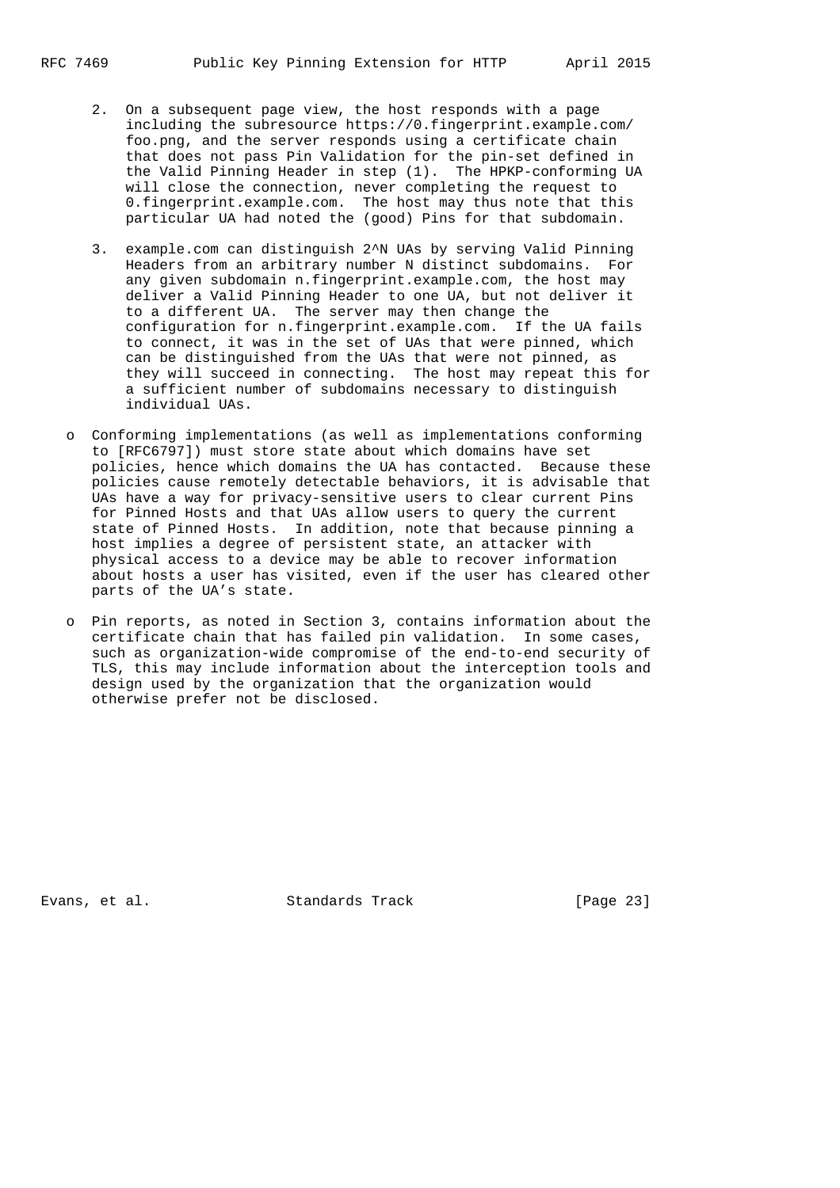2. On a subsequent page view, the host responds with a page including the subresource https://0.fingerprint.example.com/foo.png, and the server responds using a certificate chain that does not pass Pin Validation for the pin-set defined in the Valid Pinning Header in step (1). The HPKP-conforming UA will close the connection, never completing the request to 0.fingerprint.example.com. The host may thus note that this particular UA had noted the (good) Pins for that subdomain.

3. example.com can distinguish 2^N UAs by serving Valid Pinning Headers from an arbitrary number N distinct subdomains. For any given subdomain n.fingerprint.example.com, the host may deliver a Valid Pinning Header to one UA, but not deliver it to a different UA. The server may then change the configuration for n.fingerprint.example.com. If the UA fails to connect, it was in the set of UAs that were pinned, which can be distinguished from the UAs that were not pinned, as they will succeed in connecting. The host may repeat this for a sufficient number of subdomains necessary to distinguish individual UAs.

- Conforming implementations (as well as implementations conforming to [RFC6797]) must store state about which domains have set policies, hence which domains the UA has contacted. Because these policies cause remotely detectable behaviors, it is advisable that UAs have a way for privacy-sensitive users to clear current Pins for Pinned Hosts and that UAs allow users to query the current state of Pinned Hosts. In addition, note that because pinning a host implies a degree of persistent state, an attacker with physical access to a device may be able to recover information about hosts a user has visited, even if the user has cleared other parts of the UA's state.

- Pin reports, as noted in Section 3, contains information about the certificate chain that has failed pin validation. In some cases, such as organization-wide compromise of the end-to-end security of TLS, this may include information about the interception tools and design used by the organization that the organization would otherwise prefer not be disclosed.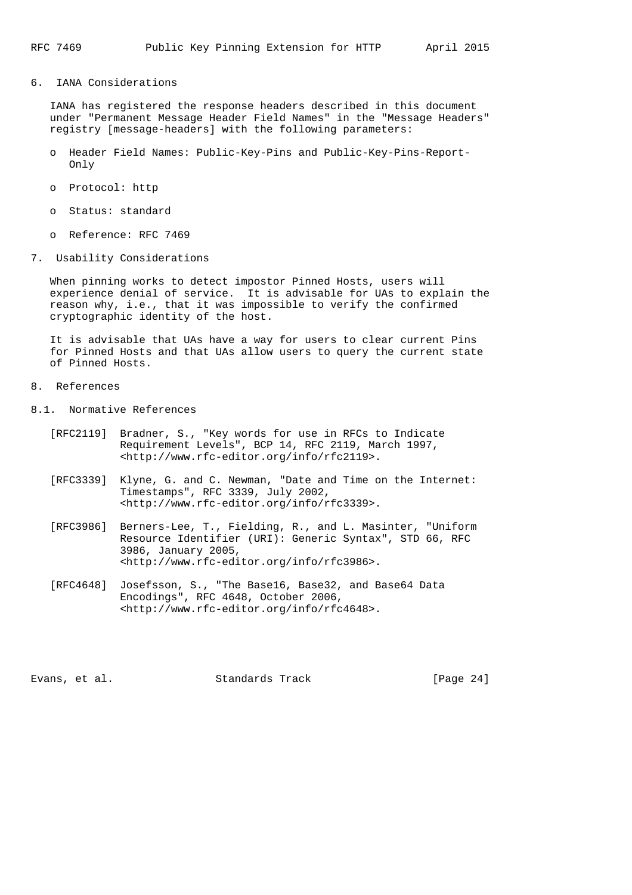## 6. IANA Considerations

IANA has registered the response headers described in this document under "Permanent Message Header Field Names" in the "Message Headers" registry [message-headers] with the following parameters:

- Header Field Names: Public-Key-Pins and Public-Key-Pins-Report-Only
- Protocol: http
- Status: standard
- Reference: RFC 7469

## 7. Usability Considerations

When pinning works to detect impostor Pinned Hosts, users will experience denial of service. It is advisable for UAs to explain the reason why, i.e., that it was impossible to verify the confirmed cryptographic identity of the host.

It is advisable that UAs have a way for users to clear current Pins for Pinned Hosts and that UAs allow users to query the current state of Pinned Hosts.

## 8. References

### 8.1. Normative References

[RFC2119] Bradner, S., "Key words for use in RFCs to Indicate Requirement Levels", BCP 14, RFC 2119, March 1997, <http://www.rfc-editor.org/info/rfc2119>.

[RFC3339] Klyne, G. and C. Newman, "Date and Time on the Internet: Timestamps", RFC 3339, July 2002, <http://www.rfc-editor.org/info/rfc3339>.

[RFC3986] Berners-Lee, T., Fielding, R., and L. Masinter, "Uniform Resource Identifier (URI): Generic Syntax", STD 66, RFC 3986, January 2005, <http://www.rfc-editor.org/info/rfc3986>.

[RFC4648] Josefsson, S., "The Base16, Base32, and Base64 Data Encodings", RFC 4648, October 2006, <http://www.rfc-editor.org/info/rfc4648>.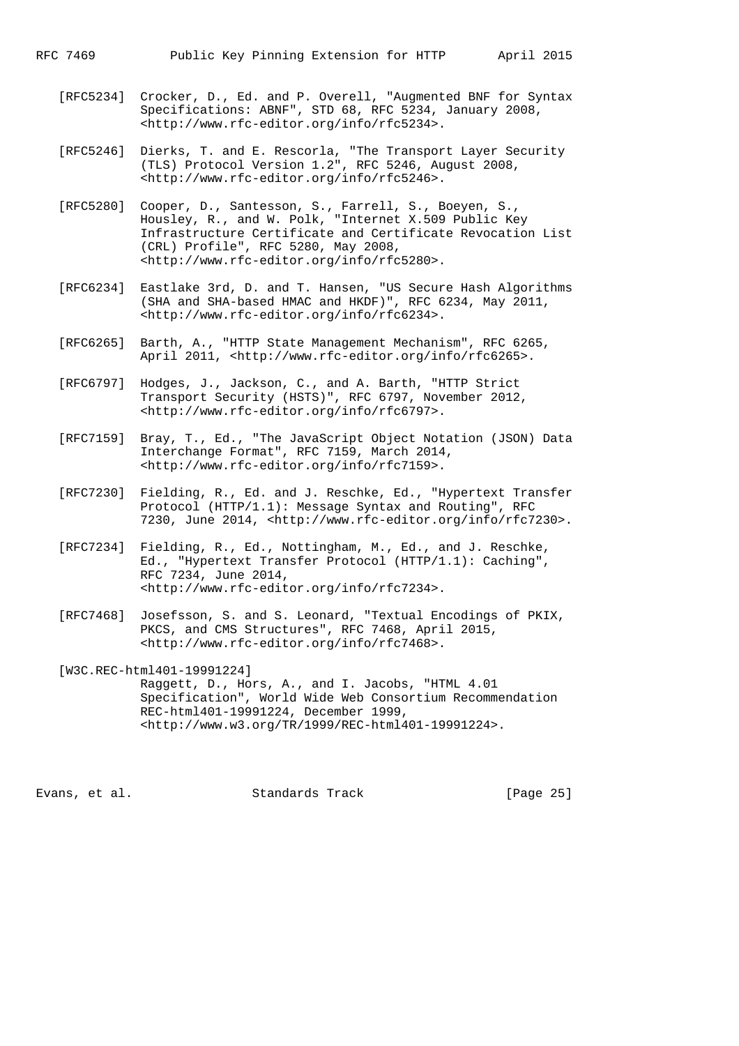[RFC5234] Crocker, D., Ed. and P. Overell, "Augmented BNF for Syntax Specifications: ABNF", STD 68, RFC 5234, January 2008, <http://www.rfc-editor.org/info/rfc5234>.

[RFC5246] Dierks, T. and E. Rescorla, "The Transport Layer Security (TLS) Protocol Version 1.2", RFC 5246, August 2008, <http://www.rfc-editor.org/info/rfc5246>.

[RFC5280] Cooper, D., Santesson, S., Farrell, S., Boeyen, S., Housley, R., and W. Polk, "Internet X.509 Public Key Infrastructure Certificate and Certificate Revocation List (CRL) Profile", RFC 5280, May 2008, <http://www.rfc-editor.org/info/rfc5280>.

[RFC6234] Eastlake 3rd, D. and T. Hansen, "US Secure Hash Algorithms (SHA and SHA-based HMAC and HKDF)", RFC 6234, May 2011, <http://www.rfc-editor.org/info/rfc6234>.

[RFC6265] Barth, A., "HTTP State Management Mechanism", RFC 6265, April 2011, <http://www.rfc-editor.org/info/rfc6265>.

[RFC6797] Hodges, J., Jackson, C., and A. Barth, "HTTP Strict Transport Security (HSTS)", RFC 6797, November 2012, <http://www.rfc-editor.org/info/rfc6797>.

[RFC7159] Bray, T., Ed., "The JavaScript Object Notation (JSON) Data Interchange Format", RFC 7159, March 2014, <http://www.rfc-editor.org/info/rfc7159>.

[RFC7230] Fielding, R., Ed. and J. Reschke, Ed., "Hypertext Transfer Protocol (HTTP/1.1): Message Syntax and Routing", RFC 7230, June 2014, <http://www.rfc-editor.org/info/rfc7230>.

[RFC7234] Fielding, R., Ed., Nottingham, M., Ed., and J. Reschke, Ed., "Hypertext Transfer Protocol (HTTP/1.1): Caching", RFC 7234, June 2014, <http://www.rfc-editor.org/info/rfc7234>.

[RFC7468] Josefsson, S. and S. Leonard, "Textual Encodings of PKIX, PKCS, and CMS Structures", RFC 7468, April 2015, <http://www.rfc-editor.org/info/rfc7468>.

[W3C.REC-html401-19991224] Raggett, D., Hors, A., and I. Jacobs, "HTML 4.01 Specification", World Wide Web Consortium Recommendation REC-html401-19991224, December 1999, <http://www.w3.org/TR/1999/REC-html401-19991224>.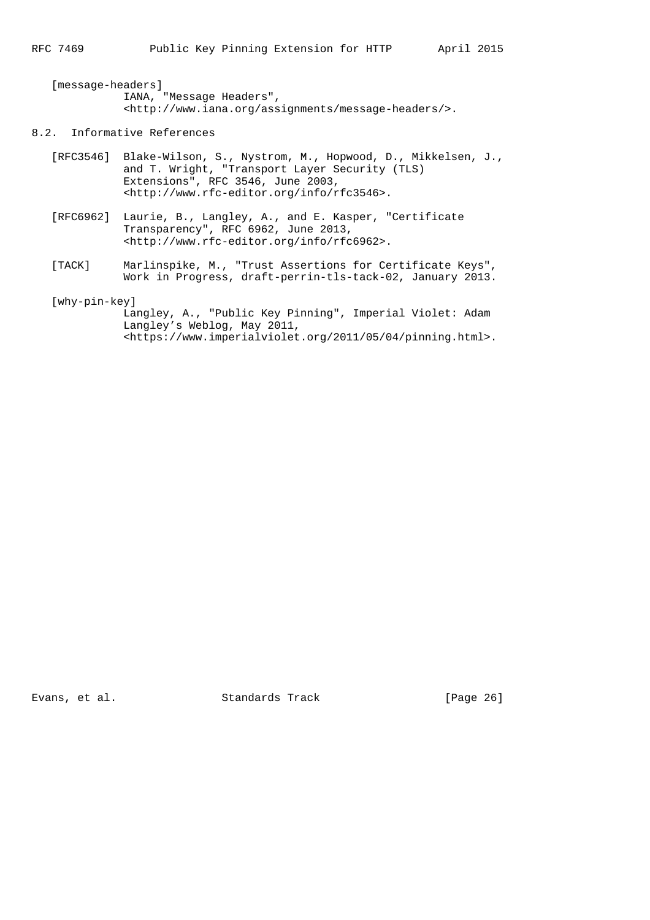[message-headers]
IANA, "Message Headers", <http://www.iana.org/assignments/message-headers/>.

## 8.2. Informative References

[RFC3546] Blake-Wilson, S., Nystrom, M., Hopwood, D., Mikkelsen, J., and T. Wright, "Transport Layer Security (TLS) Extensions", RFC 3546, June 2003, <http://www.rfc-editor.org/info/rfc3546>.

[RFC6962] Laurie, B., Langley, A., and E. Kasper, "Certificate Transparency", RFC 6962, June 2013, <http://www.rfc-editor.org/info/rfc6962>.

[TACK] Marlinspike, M., "Trust Assertions for Certificate Keys", Work in Progress, draft-perrin-tls-tack-02, January 2013.

[why-pin-key]
Langley, A., "Public Key Pinning", Imperial Violet: Adam Langley's Weblog, May 2011, <https://www.imperialviolet.org/2011/05/04/pinning.html>.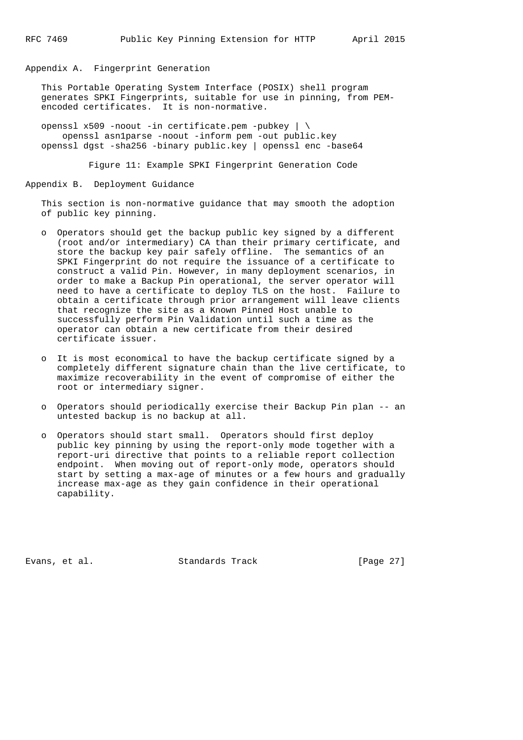## Appendix A. Fingerprint Generation

This Portable Operating System Interface (POSIX) shell program generates SPKI Fingerprints, suitable for use in pinning, from PEM-encoded certificates. It is non-normative.

```
openssl x509 -noout -in certificate.pem -pubkey | \
    openssl asn1parse -noout -inform pem -out public.key
openssl dgst -sha256 -binary public.key | openssl enc -base64
```

Figure 11: Example SPKI Fingerprint Generation Code

## Appendix B. Deployment Guidance

This section is non-normative guidance that may smooth the adoption of public key pinning.

- Operators should get the backup public key signed by a different (root and/or intermediary) CA than their primary certificate, and store the backup key pair safely offline. The semantics of an SPKI Fingerprint do not require the issuance of a certificate to construct a valid Pin. However, in many deployment scenarios, in order to make a Backup Pin operational, the server operator will need to have a certificate to deploy TLS on the host. Failure to obtain a certificate through prior arrangement will leave clients that recognize the site as a Known Pinned Host unable to successfully perform Pin Validation until such a time as the operator can obtain a new certificate from their desired certificate issuer.

- It is most economical to have the backup certificate signed by a completely different signature chain than the live certificate, to maximize recoverability in the event of compromise of either the root or intermediary signer.

- Operators should periodically exercise their Backup Pin plan -- an untested backup is no backup at all.

- Operators should start small. Operators should first deploy public key pinning by using the report-only mode together with a report-uri directive that points to a reliable report collection endpoint. When moving out of report-only mode, operators should start by setting a max-age of minutes or a few hours and gradually increase max-age as they gain confidence in their operational capability.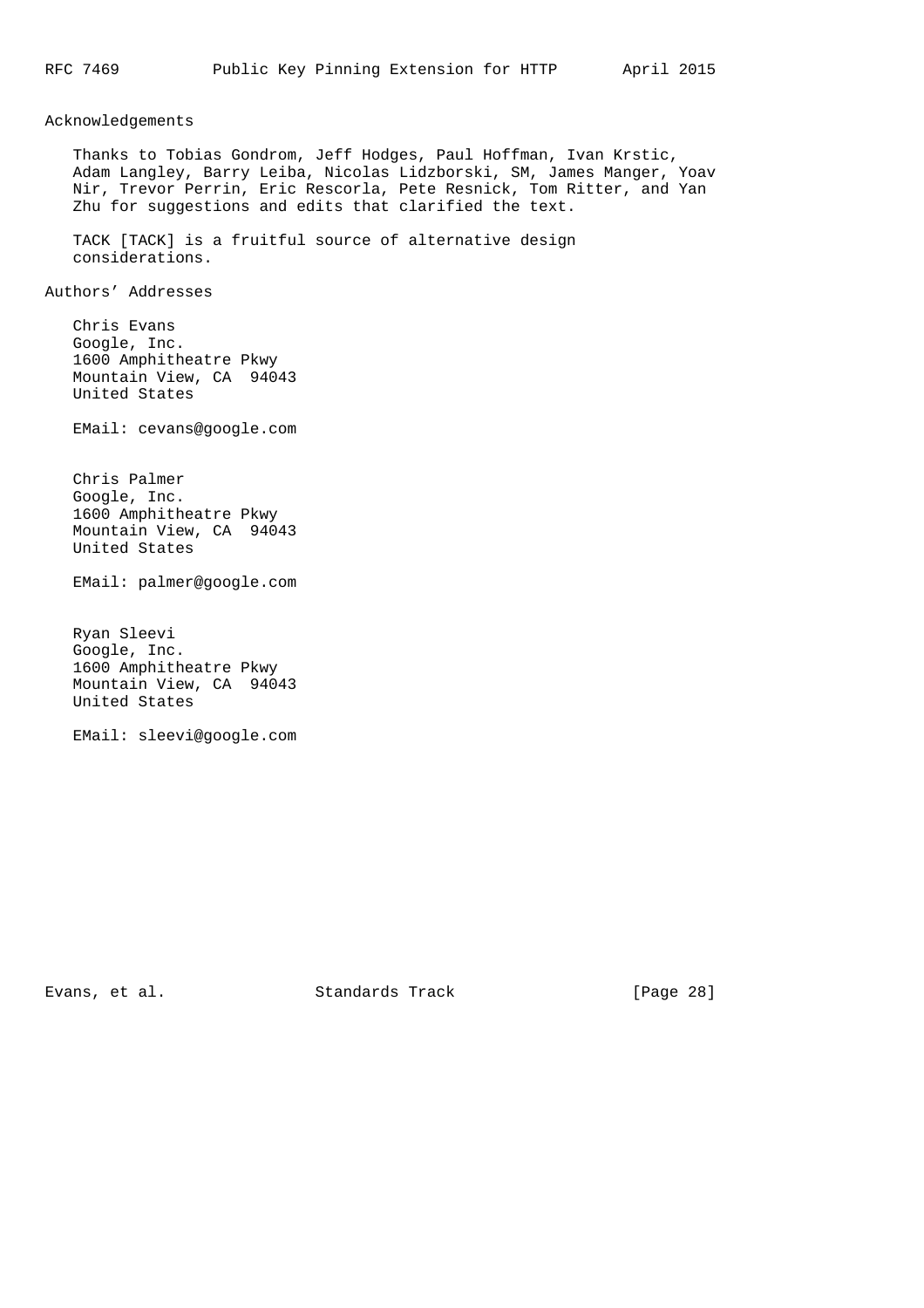## Acknowledgements

Thanks to Tobias Gondrom, Jeff Hodges, Paul Hoffman, Ivan Krstic, Adam Langley, Barry Leiba, Nicolas Lidzborski, SM, James Manger, Yoav Nir, Trevor Perrin, Eric Rescorla, Pete Resnick, Tom Ritter, and Yan Zhu for suggestions and edits that clarified the text.

TACK [TACK] is a fruitful source of alternative design considerations.

## Authors' Addresses

Chris Evans
Google, Inc.
1600 Amphitheatre Pkwy
Mountain View, CA 94043
United States

EMail: cevans@google.com

Chris Palmer
Google, Inc.
1600 Amphitheatre Pkwy
Mountain View, CA 94043
United States

EMail: palmer@google.com

Ryan Sleevi
Google, Inc.
1600 Amphitheatre Pkwy
Mountain View, CA 94043
United States

EMail: sleevi@google.com